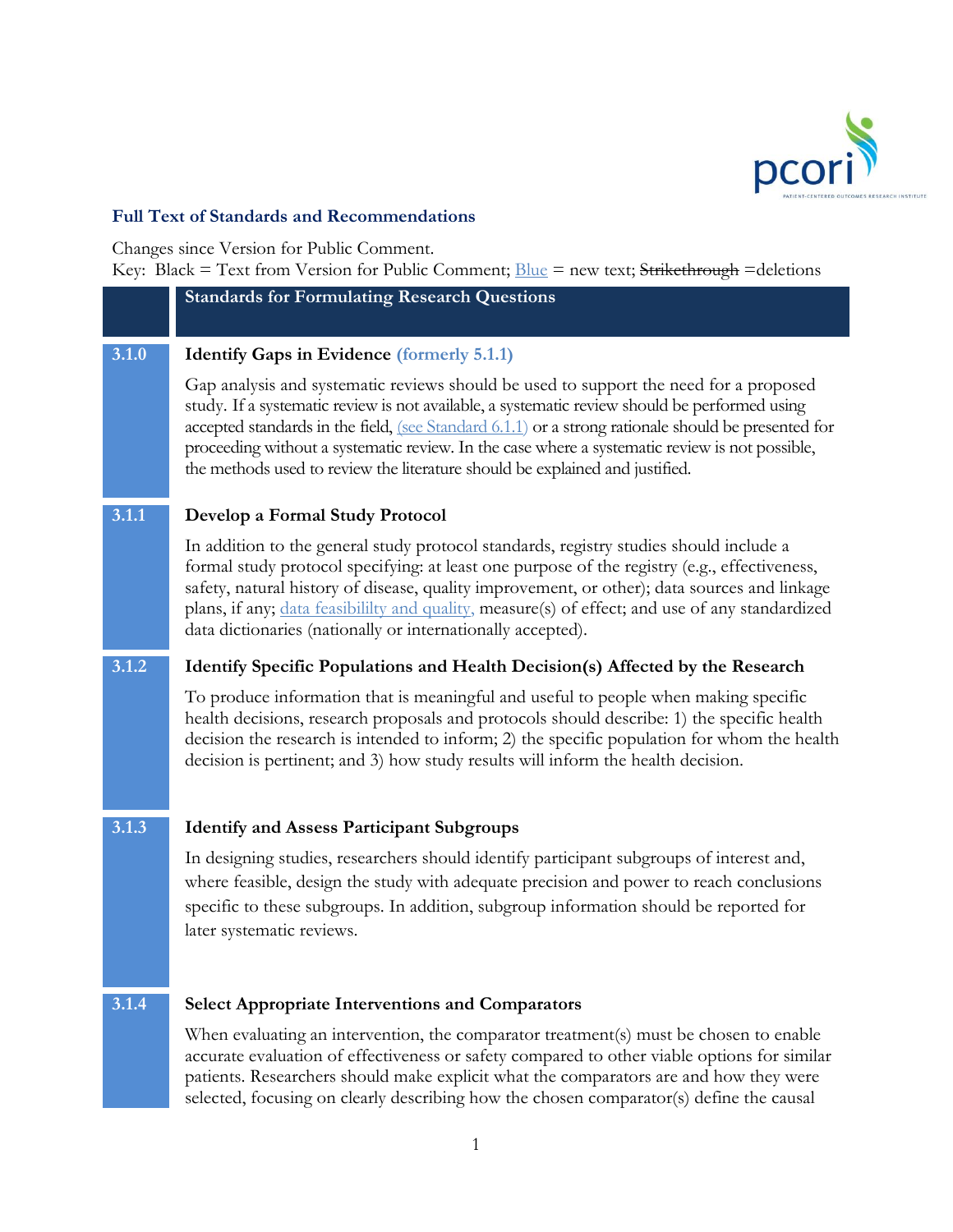## Full Text of Standards and Recommendations

Changes since Version for Public Comment.
Key: Black = Text from Version for Public Comment; Blue = new text; ~~Strikethrough~~ =deletions

### Standards for Formulating Research Questions

**3.1.0 Identify Gaps in Evidence (formerly 5.1.1)**

Gap analysis and systematic reviews should be used to support the need for a proposed study. If a systematic review is not available, a systematic review should be performed using accepted standards in the field, (see Standard 6.1.1) or a strong rationale should be presented for proceeding without a systematic review. In the case where a systematic review is not possible, the methods used to review the literature should be explained and justified.

**3.1.1 Develop a Formal Study Protocol**

In addition to the general study protocol standards, registry studies should include a formal study protocol specifying: at least one purpose of the registry (e.g., effectiveness, safety, natural history of disease, quality improvement, or other); data sources and linkage plans, if any; data feasibililty and quality, measure(s) of effect; and use of any standardized data dictionaries (nationally or internationally accepted).

**3.1.2 Identify Specific Populations and Health Decision(s) Affected by the Research**

To produce information that is meaningful and useful to people when making specific health decisions, research proposals and protocols should describe: 1) the specific health decision the research is intended to inform; 2) the specific population for whom the health decision is pertinent; and 3) how study results will inform the health decision.

**3.1.3 Identify and Assess Participant Subgroups**

In designing studies, researchers should identify participant subgroups of interest and, where feasible, design the study with adequate precision and power to reach conclusions specific to these subgroups. In addition, subgroup information should be reported for later systematic reviews.

**3.1.4 Select Appropriate Interventions and Comparators**

When evaluating an intervention, the comparator treatment(s) must be chosen to enable accurate evaluation of effectiveness or safety compared to other viable options for similar patients. Researchers should make explicit what the comparators are and how they were selected, focusing on clearly describing how the chosen comparator(s) define the causal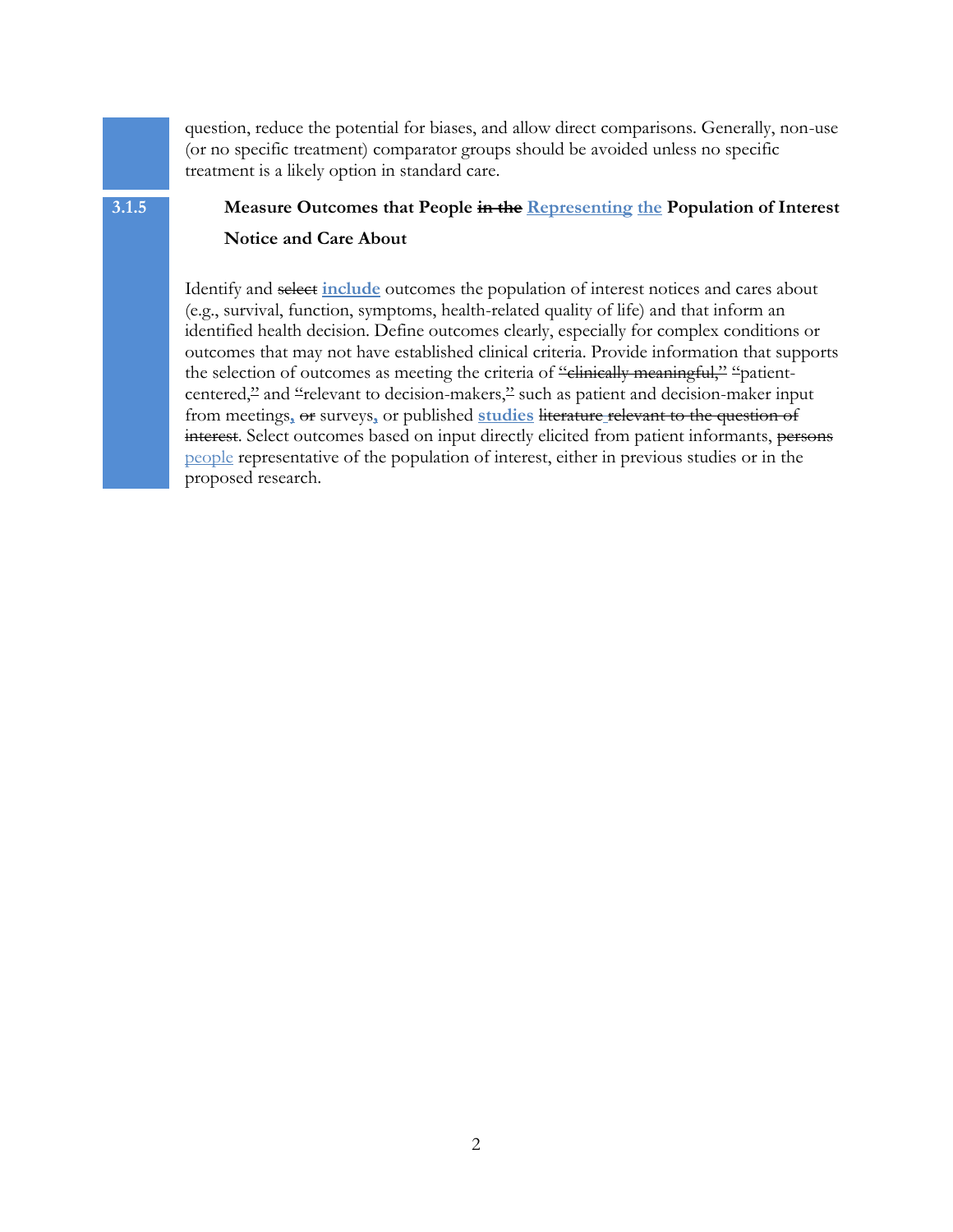question, reduce the potential for biases, and allow direct comparisons. Generally, non-use (or no specific treatment) comparator groups should be avoided unless no specific treatment is a likely option in standard care.

### 3.1.5 Measure Outcomes that People ~~in the~~ Representing the Population of Interest Notice and Care About

Identify and ~~select~~ **include** outcomes the population of interest notices and cares about (e.g., survival, function, symptoms, health-related quality of life) and that inform an identified health decision. Define outcomes clearly, especially for complex conditions or outcomes that may not have established clinical criteria. Provide information that supports the selection of outcomes as meeting the criteria of ~~"clinically meaningful,"~~ "patient-centered," and "relevant to decision-makers," such as patient and decision-maker input from meetings, ~~or~~ surveys, or published **studies** ~~literature relevant to the question of interest~~. Select outcomes based on input directly elicited from patient informants, ~~persons~~ people representative of the population of interest, either in previous studies or in the proposed research.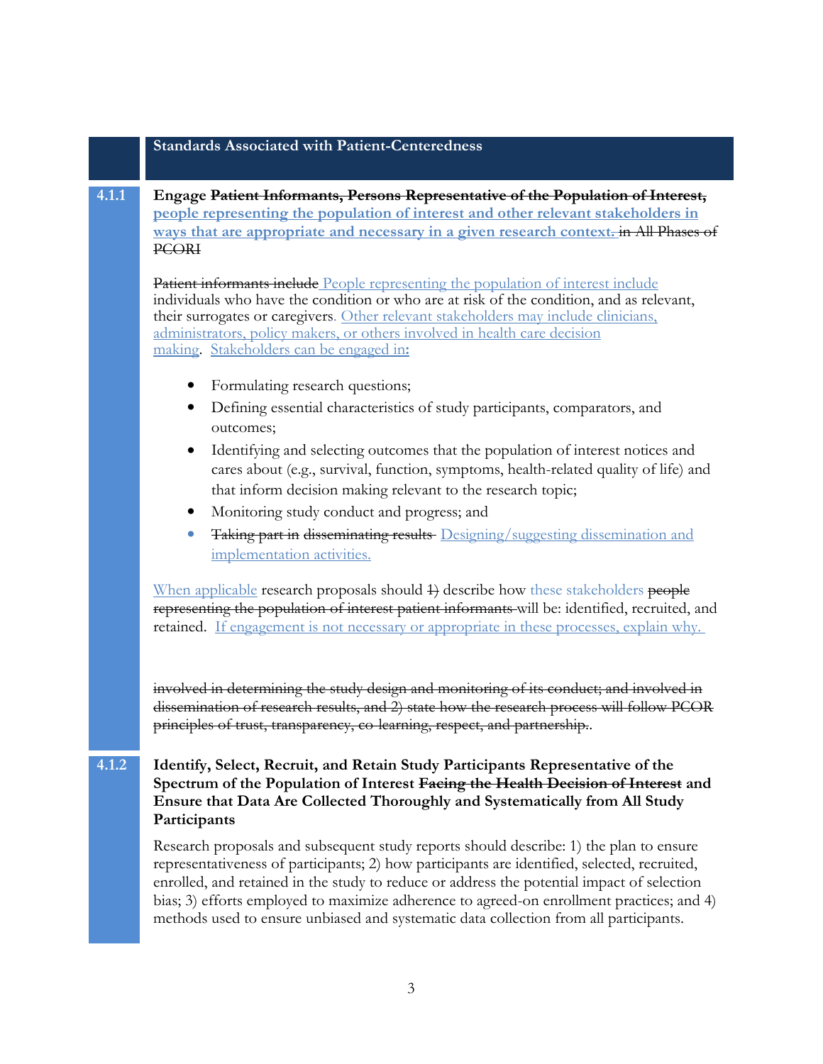## Standards Associated with Patient-Centeredness

**4.1.1** **Engage ~~Patient Informants, Persons Representative of the Population of Interest,~~ people representing the population of interest and other relevant stakeholders in ways that are appropriate and necessary in a given research context. ~~in All Phases of PCORI~~**

~~Patient informants include~~ People representing the population of interest include individuals who have the condition or who are at risk of the condition, and as relevant, their surrogates or caregivers. Other relevant stakeholders may include clinicians, administrators, policy makers, or others involved in health care decision making. Stakeholders can be engaged in:

- Formulating research questions;
- Defining essential characteristics of study participants, comparators, and outcomes;
- Identifying and selecting outcomes that the population of interest notices and cares about (e.g., survival, function, symptoms, health-related quality of life) and that inform decision making relevant to the research topic;
- Monitoring study conduct and progress; and
- ~~Taking part in disseminating results~~ Designing/suggesting dissemination and implementation activities.

When applicable research proposals should ~~1)~~ describe how these stakeholders ~~people representing the population of interest patient informants~~ will be: identified, recruited, and retained. If engagement is not necessary or appropriate in these processes, explain why.

~~involved in determining the study design and monitoring of its conduct; and involved in dissemination of research results, and 2) state how the research process will follow PCOR principles of trust, transparency, co-learning, respect, and partnership.~~.

**4.1.2** **Identify, Select, Recruit, and Retain Study Participants Representative of the Spectrum of the Population of Interest ~~Facing the Health Decision of Interest~~ and Ensure that Data Are Collected Thoroughly and Systematically from All Study Participants**

Research proposals and subsequent study reports should describe: 1) the plan to ensure representativeness of participants; 2) how participants are identified, selected, recruited, enrolled, and retained in the study to reduce or address the potential impact of selection bias; 3) efforts employed to maximize adherence to agreed-on enrollment practices; and 4) methods used to ensure unbiased and systematic data collection from all participants.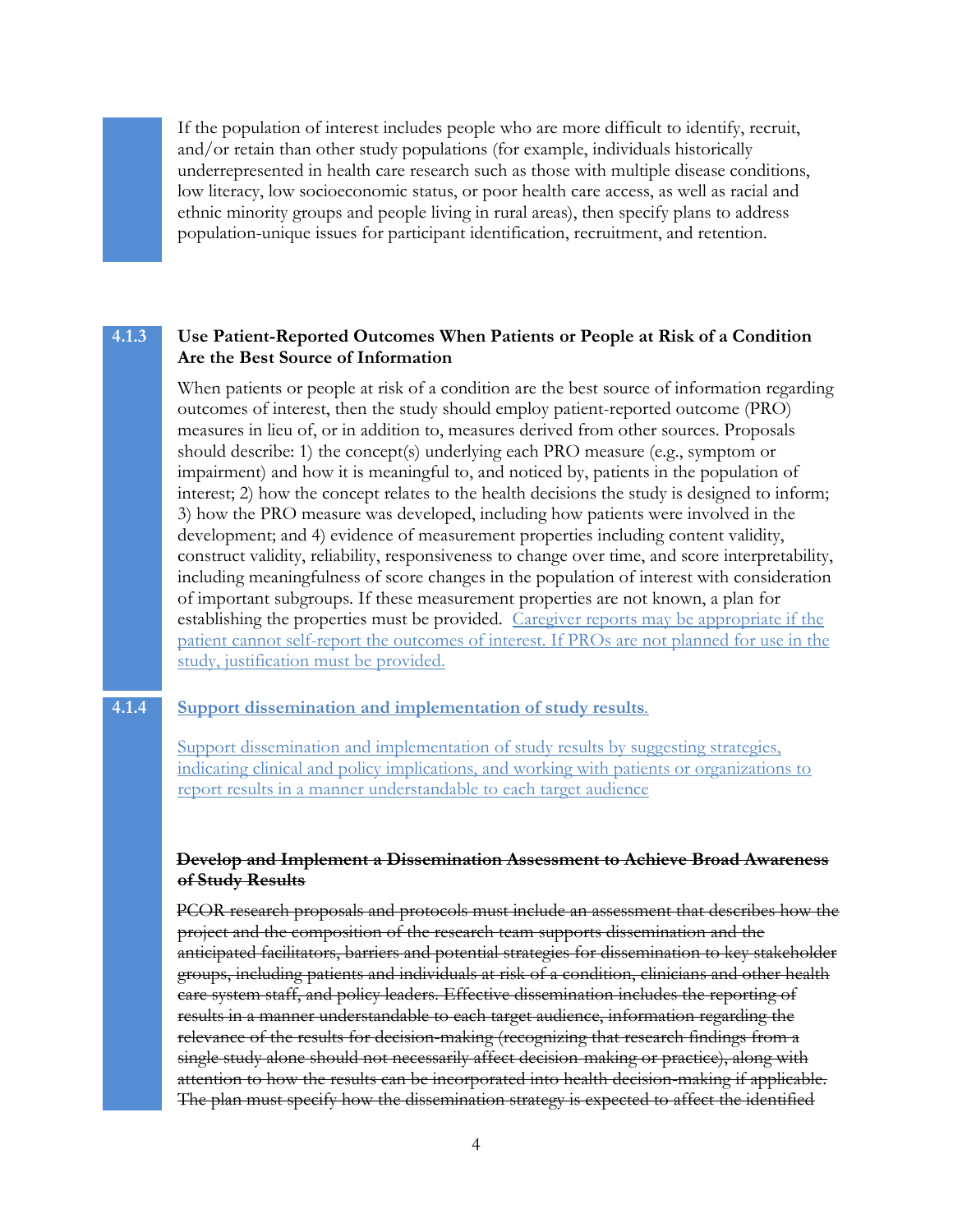If the population of interest includes people who are more difficult to identify, recruit, and/or retain than other study populations (for example, individuals historically underrepresented in health care research such as those with multiple disease conditions, low literacy, low socioeconomic status, or poor health care access, as well as racial and ethnic minority groups and people living in rural areas), then specify plans to address population-unique issues for participant identification, recruitment, and retention.

### 4.1.3 Use Patient-Reported Outcomes When Patients or People at Risk of a Condition Are the Best Source of Information

When patients or people at risk of a condition are the best source of information regarding outcomes of interest, then the study should employ patient-reported outcome (PRO) measures in lieu of, or in addition to, measures derived from other sources. Proposals should describe: 1) the concept(s) underlying each PRO measure (e.g., symptom or impairment) and how it is meaningful to, and noticed by, patients in the population of interest; 2) how the concept relates to the health decisions the study is designed to inform; 3) how the PRO measure was developed, including how patients were involved in the development; and 4) evidence of measurement properties including content validity, construct validity, reliability, responsiveness to change over time, and score interpretability, including meaningfulness of score changes in the population of interest with consideration of important subgroups. If these measurement properties are not known, a plan for establishing the properties must be provided. <u>Caregiver reports may be appropriate if the patient cannot self-report the outcomes of interest. If PROs are not planned for use in the study, justification must be provided.</u>

### 4.1.4 <u>Support dissemination and implementation of study results.</u>

<u>Support dissemination and implementation of study results by suggesting strategies, indicating clinical and policy implications, and working with patients or organizations to report results in a manner understandable to each target audience</u>

**~~Develop and Implement a Dissemination Assessment to Achieve Broad Awareness of Study Results~~**

~~PCOR research proposals and protocols must include an assessment that describes how the project and the composition of the research team supports dissemination and the anticipated facilitators, barriers and potential strategies for dissemination to key stakeholder groups, including patients and individuals at risk of a condition, clinicians and other health care system staff, and policy leaders. Effective dissemination includes the reporting of results in a manner understandable to each target audience, information regarding the relevance of the results for decision-making (recognizing that research findings from a single study alone should not necessarily affect decision-making or practice), along with attention to how the results can be incorporated into health decision-making if applicable. The plan must specify how the dissemination strategy is expected to affect the identified~~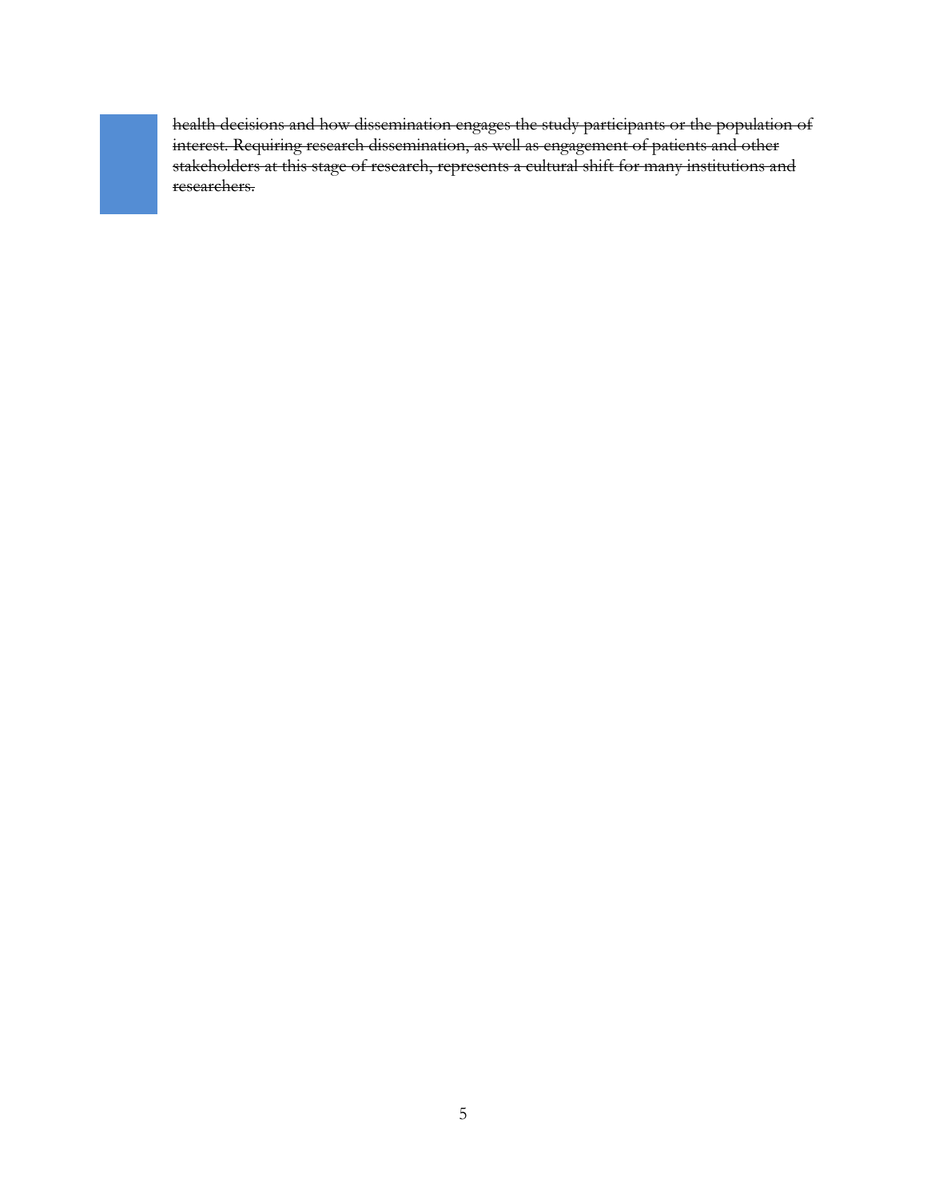~~health decisions and how dissemination engages the study participants or the population of interest. Requiring research dissemination, as well as engagement of patients and other stakeholders at this stage of research, represents a cultural shift for many institutions and researchers.~~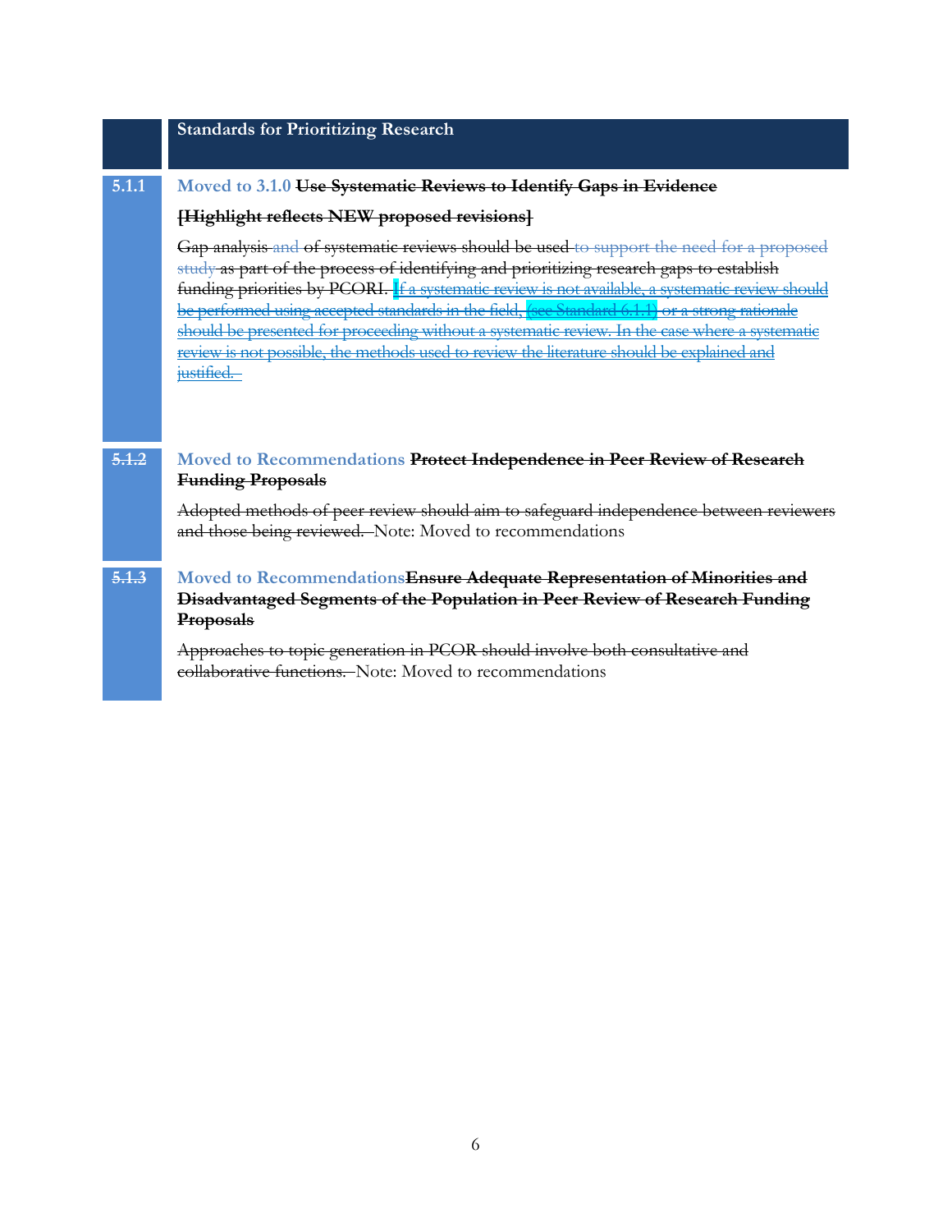## Standards for Prioritizing Research

**5.1.1** Moved to 3.1.0 ~~**Use Systematic Reviews to Identify Gaps in Evidence**~~

~~**[Highlight reflects NEW proposed revisions]**~~

~~Gap analysis and of systematic reviews should be used to support the need for a proposed study as part of the process of identifying and prioritizing research gaps to establish funding priorities by PCORI. If a systematic review is not available, a systematic review should be performed using accepted standards in the field, (see Standard 6.1.1) or a strong rationale should be presented for proceeding without a systematic review. In the case where a systematic review is not possible, the methods used to review the literature should be explained and justified.~~

~~5.1.2~~ Moved to Recommendations ~~**Protect Independence in Peer Review of Research Funding Proposals**~~

~~Adopted methods of peer review should aim to safeguard independence between reviewers and those being reviewed.~~ Note: Moved to recommendations

~~5.1.3~~ Moved to Recommendations~~**Ensure Adequate Representation of Minorities and Disadvantaged Segments of the Population in Peer Review of Research Funding Proposals**~~

~~Approaches to topic generation in PCOR should involve both consultative and collaborative functions.~~ Note: Moved to recommendations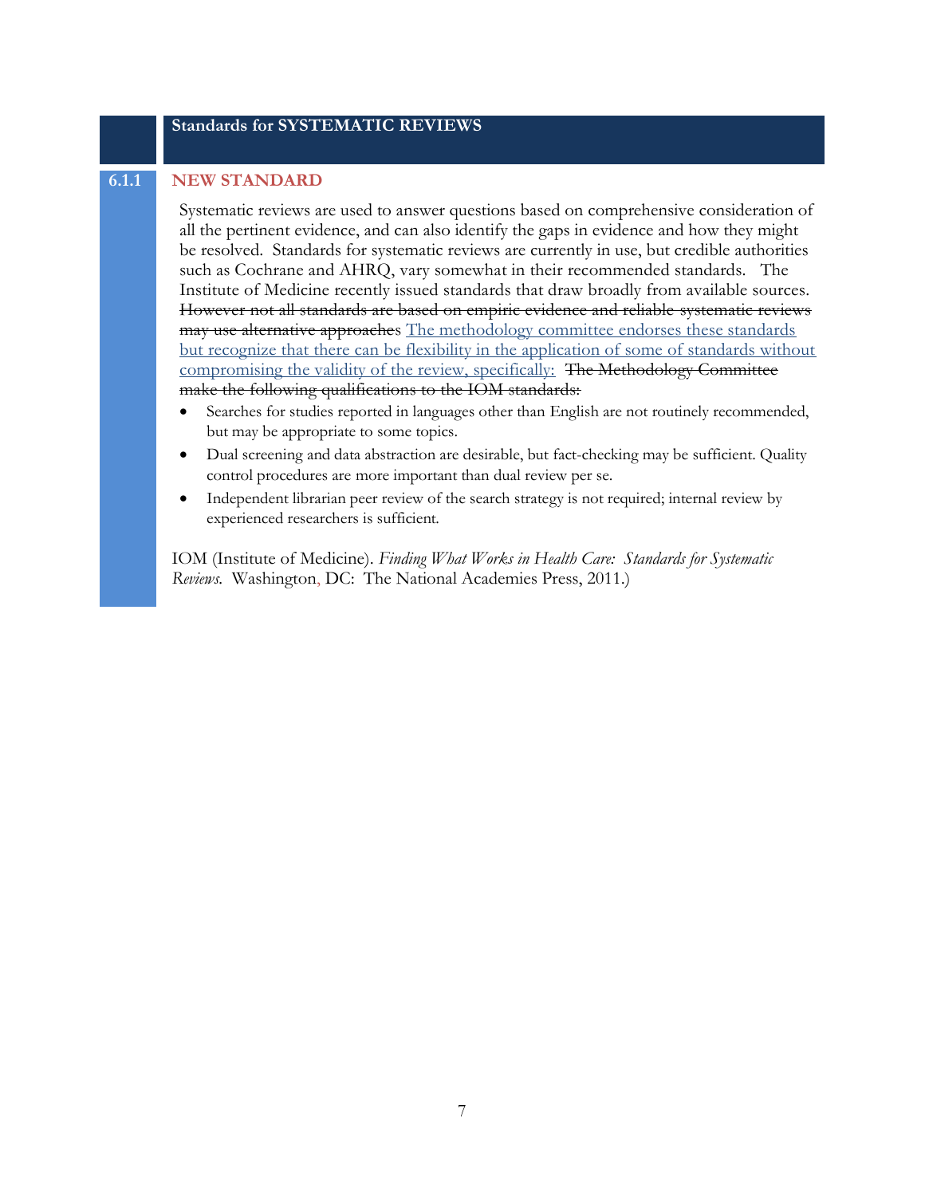## Standards for SYSTEMATIC REVIEWS

### 6.1.1 NEW STANDARD

Systematic reviews are used to answer questions based on comprehensive consideration of all the pertinent evidence, and can also identify the gaps in evidence and how they might be resolved. Standards for systematic reviews are currently in use, but credible authorities such as Cochrane and AHRQ, vary somewhat in their recommended standards. The Institute of Medicine recently issued standards that draw broadly from available sources. ~~However not all standards are based on empiric evidence and reliable systematic reviews may use alternative approaches~~ The methodology committee endorses these standards but recognize that there can be flexibility in the application of some of standards without compromising the validity of the review, specifically: ~~The Methodology Committee make the following qualifications to the IOM standards:~~

- Searches for studies reported in languages other than English are not routinely recommended, but may be appropriate to some topics.
- Dual screening and data abstraction are desirable, but fact-checking may be sufficient. Quality control procedures are more important than dual review per se.
- Independent librarian peer review of the search strategy is not required; internal review by experienced researchers is sufficient.

IOM (Institute of Medicine). *Finding What Works in Health Care: Standards for Systematic Reviews.* Washington, DC: The National Academies Press, 2011.)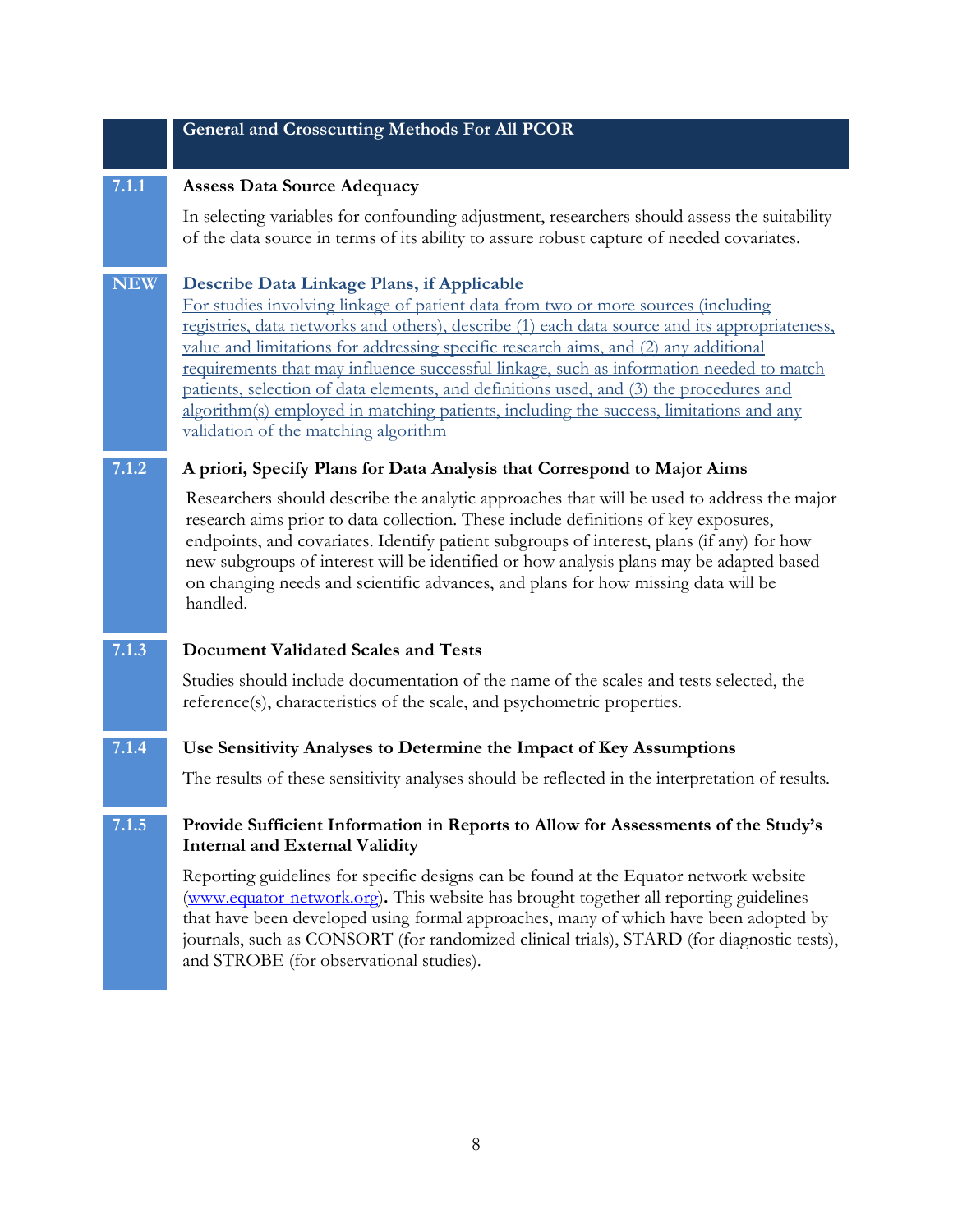## General and Crosscutting Methods For All PCOR

### 7.1.1 Assess Data Source Adequacy

In selecting variables for confounding adjustment, researchers should assess the suitability of the data source in terms of its ability to assure robust capture of needed covariates.

### NEW Describe Data Linkage Plans, if Applicable

For studies involving linkage of patient data from two or more sources (including registries, data networks and others), describe (1) each data source and its appropriateness, value and limitations for addressing specific research aims, and (2) any additional requirements that may influence successful linkage, such as information needed to match patients, selection of data elements, and definitions used, and (3) the procedures and algorithm(s) employed in matching patients, including the success, limitations and any validation of the matching algorithm

### 7.1.2 A priori, Specify Plans for Data Analysis that Correspond to Major Aims

Researchers should describe the analytic approaches that will be used to address the major research aims prior to data collection. These include definitions of key exposures, endpoints, and covariates. Identify patient subgroups of interest, plans (if any) for how new subgroups of interest will be identified or how analysis plans may be adapted based on changing needs and scientific advances, and plans for how missing data will be handled.

### 7.1.3 Document Validated Scales and Tests

Studies should include documentation of the name of the scales and tests selected, the reference(s), characteristics of the scale, and psychometric properties.

### 7.1.4 Use Sensitivity Analyses to Determine the Impact of Key Assumptions

The results of these sensitivity analyses should be reflected in the interpretation of results.

### 7.1.5 Provide Sufficient Information in Reports to Allow for Assessments of the Study's Internal and External Validity

Reporting guidelines for specific designs can be found at the Equator network website (www.equator-network.org). This website has brought together all reporting guidelines that have been developed using formal approaches, many of which have been adopted by journals, such as CONSORT (for randomized clinical trials), STARD (for diagnostic tests), and STROBE (for observational studies).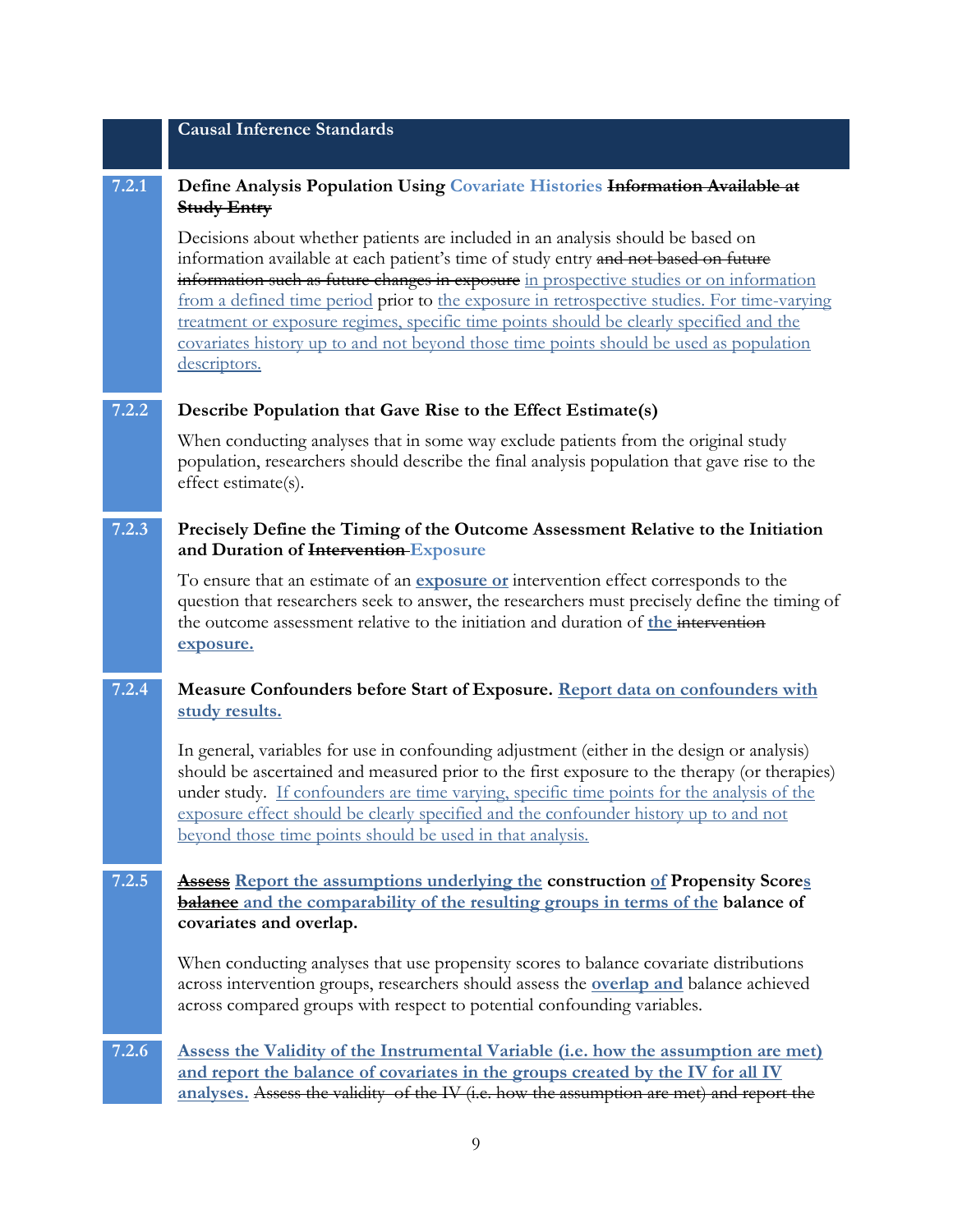## Causal Inference Standards

### 7.2.1 Define Analysis Population Using Covariate Histories ~~Information Available at Study Entry~~

Decisions about whether patients are included in an analysis should be based on information available at each patient's time of study entry ~~and not based on future information such as future changes in exposure~~ in prospective studies or on information from a defined time period prior to the exposure in retrospective studies. For time-varying treatment or exposure regimes, specific time points should be clearly specified and the covariates history up to and not beyond those time points should be used as population descriptors.

### 7.2.2 Describe Population that Gave Rise to the Effect Estimate(s)

When conducting analyses that in some way exclude patients from the original study population, researchers should describe the final analysis population that gave rise to the effect estimate(s).

### 7.2.3 Precisely Define the Timing of the Outcome Assessment Relative to the Initiation and Duration of ~~Intervention~~ Exposure

To ensure that an estimate of an **exposure or** intervention effect corresponds to the question that researchers seek to answer, the researchers must precisely define the timing of the outcome assessment relative to the initiation and duration of **the** ~~intervention~~ **exposure.**

### 7.2.4 Measure Confounders before Start of Exposure. Report data on confounders with study results.

In general, variables for use in confounding adjustment (either in the design or analysis) should be ascertained and measured prior to the first exposure to the therapy (or therapies) under study. If confounders are time varying, specific time points for the analysis of the exposure effect should be clearly specified and the confounder history up to and not beyond those time points should be used in that analysis.

### 7.2.5 ~~Assess~~ Report the assumptions underlying the construction of Propensity Scores ~~balance~~ and the comparability of the resulting groups in terms of the balance of covariates and overlap.

When conducting analyses that use propensity scores to balance covariate distributions across intervention groups, researchers should assess the **overlap and** balance achieved across compared groups with respect to potential confounding variables.

### 7.2.6 Assess the Validity of the Instrumental Variable (i.e. how the assumption are met) and report the balance of covariates in the groups created by the IV for all IV analyses. ~~Assess the validity of the IV (i.e. how the assumption are met) and report the~~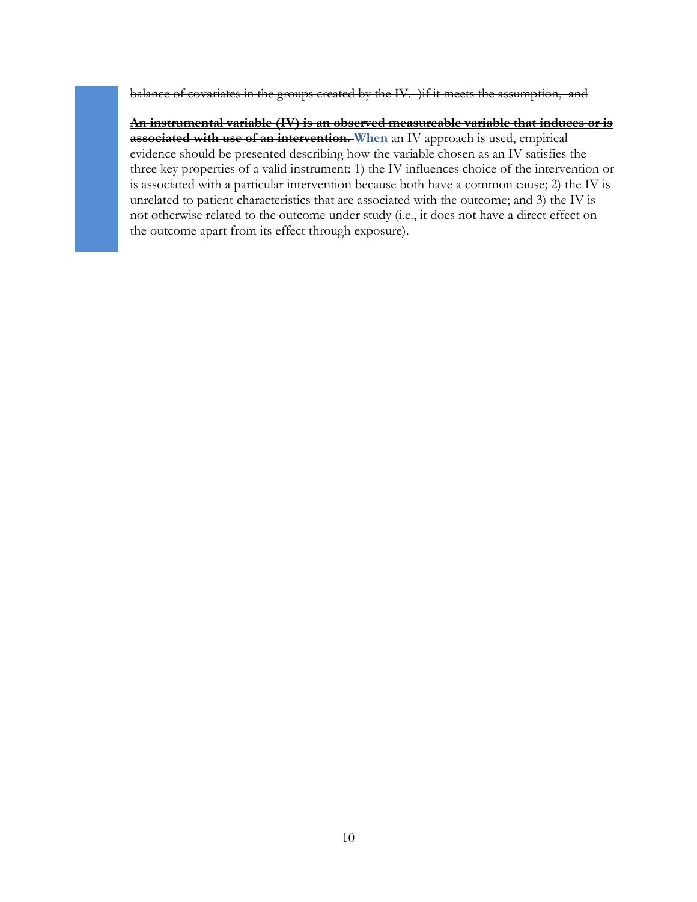~~balance of covariates in the groups created by the IV. )if it meets the assumption, and~~

~~**An instrumental variable (IV) is an observed measureable variable that induces or is associated with use of an intervention.**~~ **When** an IV approach is used, empirical evidence should be presented describing how the variable chosen as an IV satisfies the three key properties of a valid instrument: 1) the IV influences choice of the intervention or is associated with a particular intervention because both have a common cause; 2) the IV is unrelated to patient characteristics that are associated with the outcome; and 3) the IV is not otherwise related to the outcome under study (i.e., it does not have a direct effect on the outcome apart from its effect through exposure).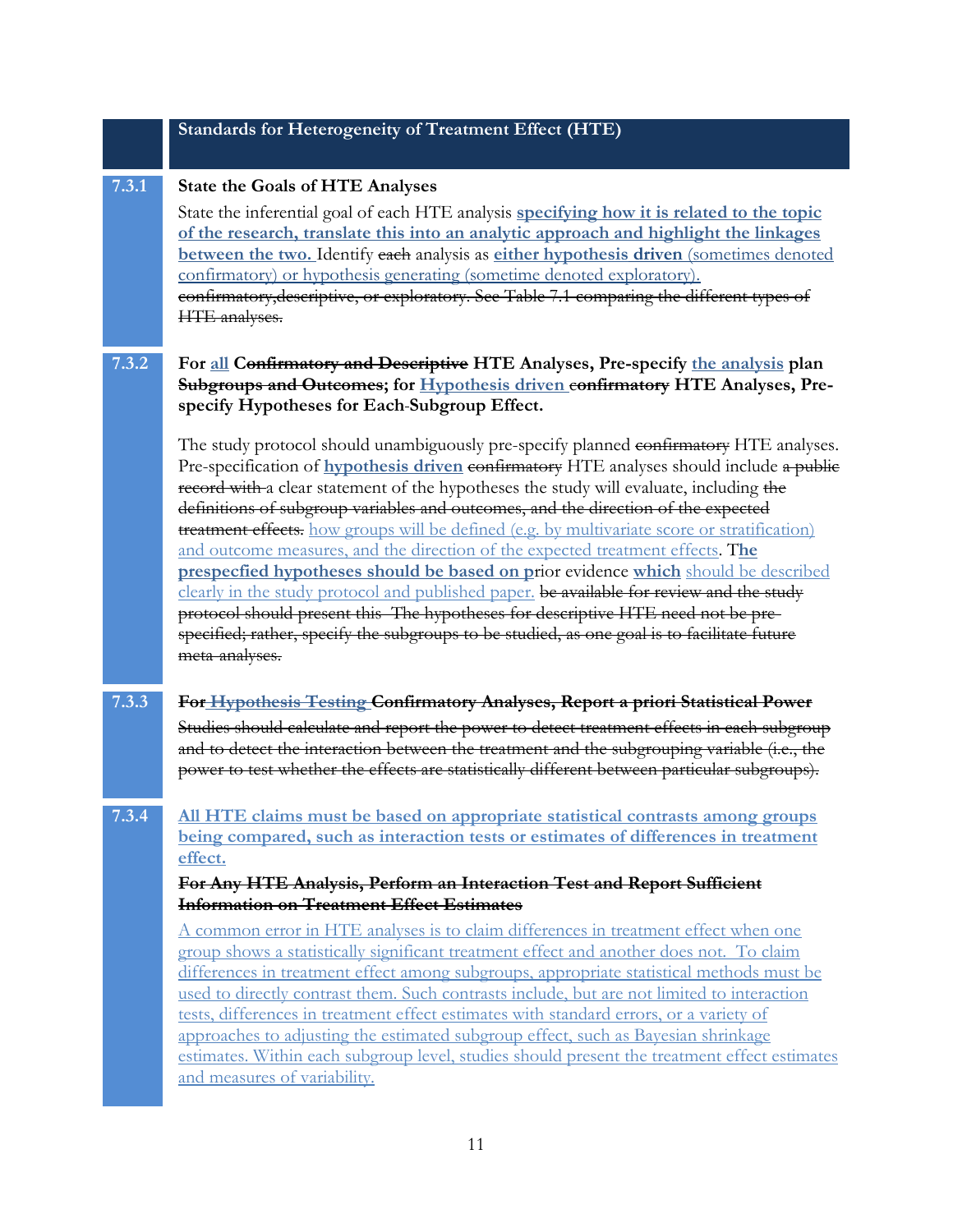## Standards for Heterogeneity of Treatment Effect (HTE)

### 7.3.1 State the Goals of HTE Analyses

State the inferential goal of each HTE analysis **specifying how it is related to the topic of the research, translate this into an analytic approach and highlight the linkages between the two.** Identify ~~each~~ analysis as **either hypothesis driven** (sometimes denoted confirmatory) or hypothesis generating (sometime denoted exploratory). ~~confirmatory,descriptive, or exploratory. See Table 7.1 comparing the different types of HTE analyses.~~

### 7.3.2 For **all** ~~Confirmatory and Descriptive~~ HTE Analyses, Pre-specify **the analysis** plan ~~Subgroups and Outcomes~~; for **Hypothesis driven** ~~confirmatory~~ HTE Analyses, Pre-specify Hypotheses for Each Subgroup Effect.

The study protocol should unambiguously pre-specify planned ~~confirmatory~~ HTE analyses. Pre-specification of **hypothesis driven** ~~confirmatory~~ HTE analyses should include ~~a public record with~~ a clear statement of the hypotheses the study will evaluate, including ~~the definitions of subgroup variables and outcomes, and the direction of the expected treatment effects.~~ how groups will be defined (e.g. by multivariate score or stratification) and outcome measures, and the direction of the expected treatment effects. T**he prespecfied hypotheses should be based on p**rior evidence **which** should be described clearly in the study protocol and published paper. ~~be available for review and the study protocol should present this. The hypotheses for descriptive HTE need not be pre-specified; rather, specify the subgroups to be studied, as one goal is to facilitate future meta-analyses.~~

### 7.3.3 ~~For Hypothesis Testing Confirmatory Analyses, Report a priori Statistical Power~~

~~Studies should calculate and report the power to detect treatment effects in each subgroup and to detect the interaction between the treatment and the subgrouping variable (i.e., the power to test whether the effects are statistically different between particular subgroups).~~

### 7.3.4 **All HTE claims must be based on appropriate statistical contrasts among groups being compared, such as interaction tests or estimates of differences in treatment effect.**

~~**For Any HTE Analysis, Perform an Interaction Test and Report Sufficient Information on Treatment Effect Estimates**~~

A common error in HTE analyses is to claim differences in treatment effect when one group shows a statistically significant treatment effect and another does not. To claim differences in treatment effect among subgroups, appropriate statistical methods must be used to directly contrast them. Such contrasts include, but are not limited to interaction tests, differences in treatment effect estimates with standard errors, or a variety of approaches to adjusting the estimated subgroup effect, such as Bayesian shrinkage estimates. Within each subgroup level, studies should present the treatment effect estimates and measures of variability.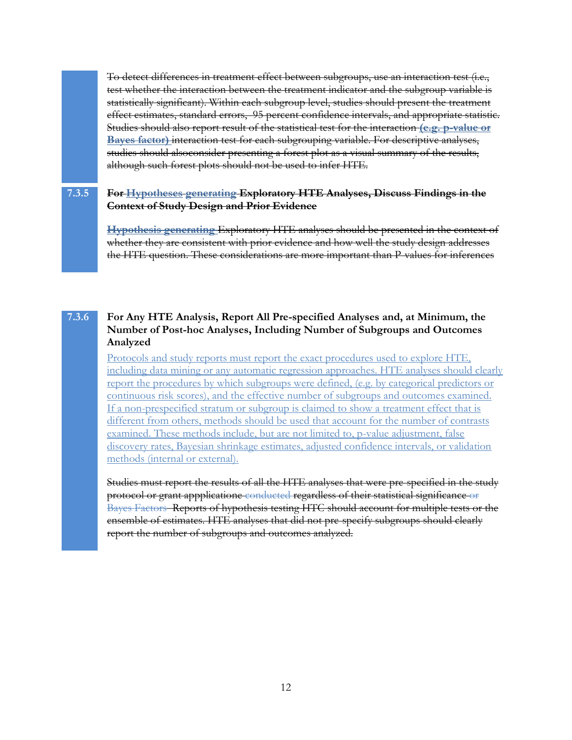To detect differences in treatment effect between subgroups, use an interaction test (i.e., test whether the interaction between the treatment indicator and the subgroup variable is statistically significant). Within each subgroup level, studies should present the treatment effect estimates, standard errors, 95 percent confidence intervals, and appropriate statistic. Studies should also report result of the statistical test for the interaction **(e.g. p-value or Bayes factor)** interaction test for each subgrouping variable. For descriptive analyses, studies should alsoconsider presenting a forest plot as a visual summary of the results, although such forest plots should not be used to infer HTE.

### 7.3.5 For Hypotheses generating Exploratory HTE Analyses, Discuss Findings in the Context of Study Design and Prior Evidence

**Hypothesis generating** Exploratory HTE analyses should be presented in the context of whether they are consistent with prior evidence and how well the study design addresses the HTE question. These considerations are more important than P-values for inferences

### 7.3.6 For Any HTE Analysis, Report All Pre-specified Analyses and, at Minimum, the Number of Post-hoc Analyses, Including Number of Subgroups and Outcomes Analyzed

Protocols and study reports must report the exact procedures used to explore HTE, including data mining or any automatic regression approaches. HTE analyses should clearly report the procedures by which subgroups were defined, (e.g. by categorical predictors or continuous risk scores), and the effective number of subgroups and outcomes examined. If a non-prespecified stratum or subgroup is claimed to show a treatment effect that is different from others, methods should be used that account for the number of contrasts examined. These methods include, but are not limited to, p-value adjustment, false discovery rates, Bayesian shrinkage estimates, adjusted confidence intervals, or validation methods (internal or external).

Studies must report the results of all the HTE analyses that were pre-specified in the study protocol or grant appplicatione conducted regardless of their statistical significance or Bayes Factors. Reports of hypothesis testing HTC should account for multiple tests or the ensemble of estimates. HTE analyses that did not pre-specify subgroups should clearly report the number of subgroups and outcomes analyzed.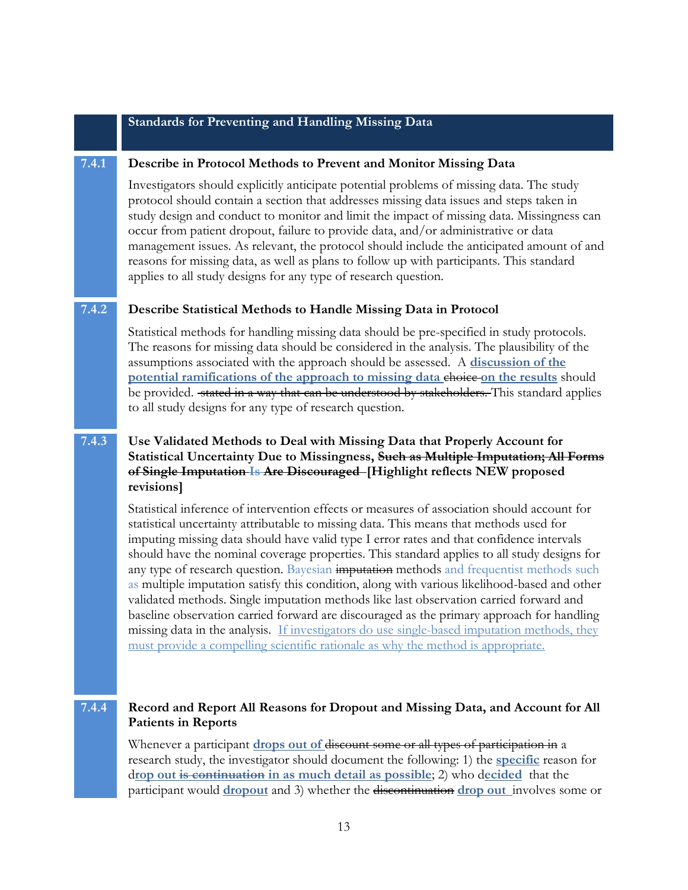## Standards for Preventing and Handling Missing Data

### 7.4.1 Describe in Protocol Methods to Prevent and Monitor Missing Data

Investigators should explicitly anticipate potential problems of missing data. The study protocol should contain a section that addresses missing data issues and steps taken in study design and conduct to monitor and limit the impact of missing data. Missingness can occur from patient dropout, failure to provide data, and/or administrative or data management issues. As relevant, the protocol should include the anticipated amount of and reasons for missing data, as well as plans to follow up with participants. This standard applies to all study designs for any type of research question.

### 7.4.2 Describe Statistical Methods to Handle Missing Data in Protocol

Statistical methods for handling missing data should be pre-specified in study protocols. The reasons for missing data should be considered in the analysis. The plausibility of the assumptions associated with the approach should be assessed. A **discussion of the potential ramifications of the approach to missing data** ~~choice~~ **on the results** should be provided. ~~stated in a way that can be understood by stakeholders.~~ This standard applies to all study designs for any type of research question.

### 7.4.3 Use Validated Methods to Deal with Missing Data that Properly Account for Statistical Uncertainty Due to Missingness, ~~Such as Multiple Imputation; All Forms of Single Imputation~~ Is ~~Are Discouraged~~ [Highlight reflects NEW proposed revisions]

Statistical inference of intervention effects or measures of association should account for statistical uncertainty attributable to missing data. This means that methods used for imputing missing data should have valid type I error rates and that confidence intervals should have the nominal coverage properties. This standard applies to all study designs for any type of research question. Bayesian ~~imputation~~ methods and frequentist methods such as multiple imputation satisfy this condition, along with various likelihood-based and other validated methods. Single imputation methods like last observation carried forward and baseline observation carried forward are discouraged as the primary approach for handling missing data in the analysis. If investigators do use single-based imputation methods, they must provide a compelling scientific rationale as why the method is appropriate.

### 7.4.4 Record and Report All Reasons for Dropout and Missing Data, and Account for All Patients in Reports

Whenever a participant **drops out of** ~~discount some or all types of participation in~~ a research study, the investigator should document the following: 1) the **specific** reason for d**rop out** ~~**is continuation**~~ **in as much detail as possible**; 2) who d**ecided** that the participant would **dropout** and 3) whether the ~~discontinuation~~ **drop out** involves some or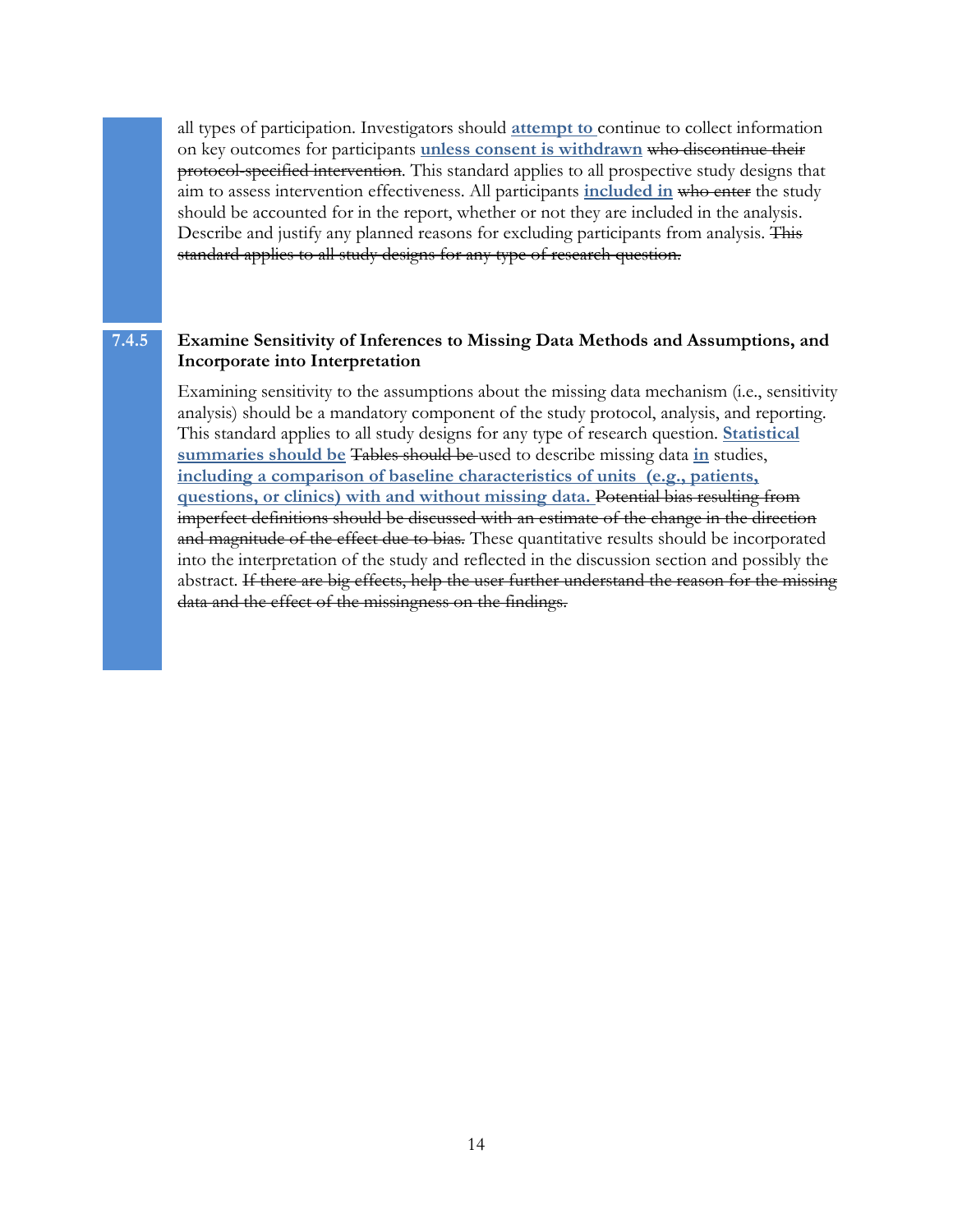all types of participation. Investigators should **attempt to** continue to collect information on key outcomes for participants **unless consent is withdrawn** ~~who discontinue their protocol-specified intervention~~. This standard applies to all prospective study designs that aim to assess intervention effectiveness. All participants **included in** ~~who enter~~ the study should be accounted for in the report, whether or not they are included in the analysis. Describe and justify any planned reasons for excluding participants from analysis. ~~This standard applies to all study designs for any type of research question.~~

### 7.4.5 Examine Sensitivity of Inferences to Missing Data Methods and Assumptions, and Incorporate into Interpretation

Examining sensitivity to the assumptions about the missing data mechanism (i.e., sensitivity analysis) should be a mandatory component of the study protocol, analysis, and reporting. This standard applies to all study designs for any type of research question. **Statistical summaries should be** ~~Tables should be~~ used to describe missing data **in** studies, **including a comparison of baseline characteristics of units (e.g., patients, questions, or clinics) with and without missing data.** ~~Potential bias resulting from imperfect definitions should be discussed with an estimate of the change in the direction and magnitude of the effect due to bias.~~ These quantitative results should be incorporated into the interpretation of the study and reflected in the discussion section and possibly the abstract. ~~If there are big effects, help the user further understand the reason for the missing data and the effect of the missingness on the findings.~~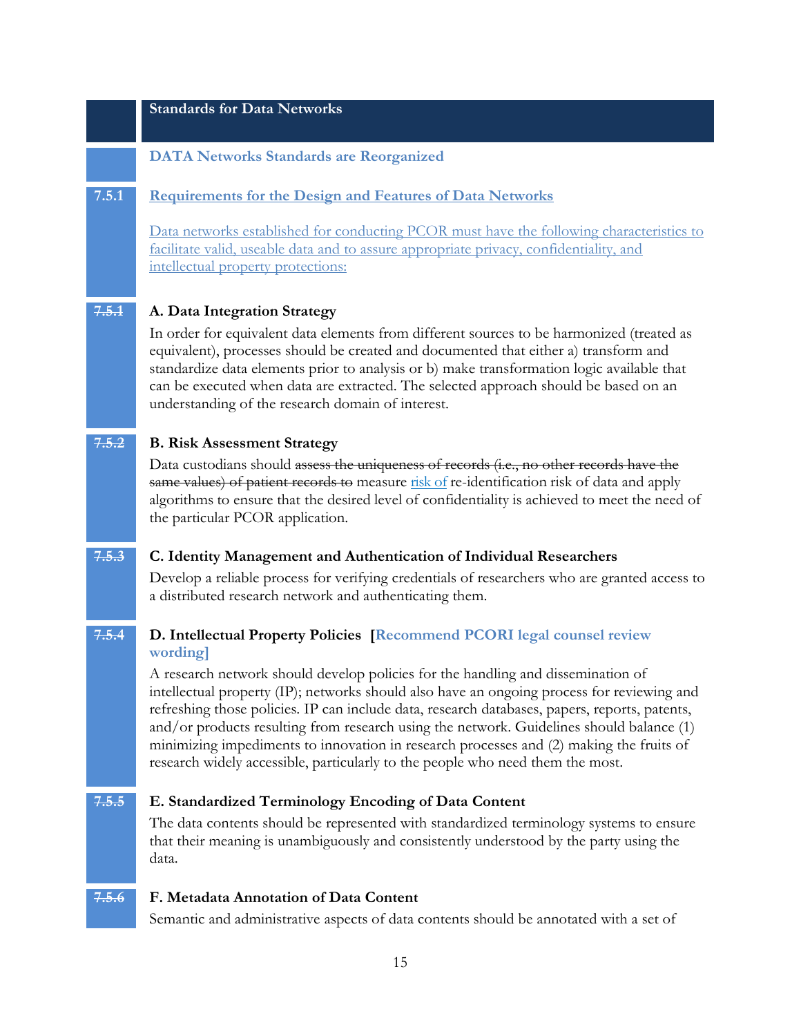## Standards for Data Networks

**DATA Networks Standards are Reorganized**

**7.5.1** **Requirements for the Design and Features of Data Networks**

Data networks established for conducting PCOR must have the following characteristics to facilitate valid, useable data and to assure appropriate privacy, confidentiality, and intellectual property protections:

~~7.5.1~~ **A. Data Integration Strategy**

In order for equivalent data elements from different sources to be harmonized (treated as equivalent), processes should be created and documented that either a) transform and standardize data elements prior to analysis or b) make transformation logic available that can be executed when data are extracted. The selected approach should be based on an understanding of the research domain of interest.

~~7.5.2~~ **B. Risk Assessment Strategy**

Data custodians should ~~assess the uniqueness of records (i.e., no other records have the same values) of patient records to~~ measure risk of re-identification risk of data and apply algorithms to ensure that the desired level of confidentiality is achieved to meet the need of the particular PCOR application.

~~7.5.3~~ **C. Identity Management and Authentication of Individual Researchers**

Develop a reliable process for verifying credentials of researchers who are granted access to a distributed research network and authenticating them.

~~7.5.4~~ **D. Intellectual Property Policies [Recommend PCORI legal counsel review wording]**

A research network should develop policies for the handling and dissemination of intellectual property (IP); networks should also have an ongoing process for reviewing and refreshing those policies. IP can include data, research databases, papers, reports, patents, and/or products resulting from research using the network. Guidelines should balance (1) minimizing impediments to innovation in research processes and (2) making the fruits of research widely accessible, particularly to the people who need them the most.

~~7.5.5~~ **E. Standardized Terminology Encoding of Data Content**

The data contents should be represented with standardized terminology systems to ensure that their meaning is unambiguously and consistently understood by the party using the data.

~~7.5.6~~ **F. Metadata Annotation of Data Content**

Semantic and administrative aspects of data contents should be annotated with a set of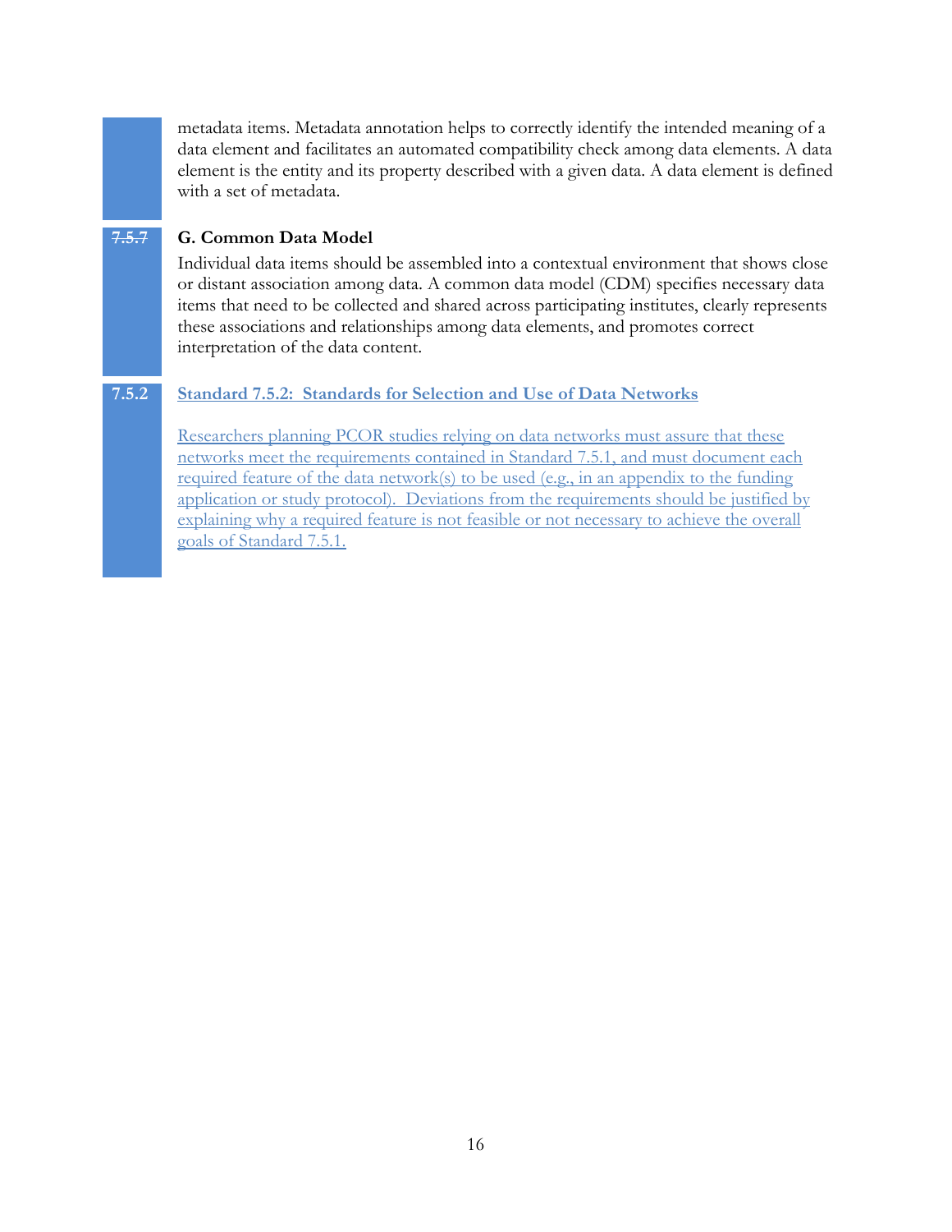metadata items. Metadata annotation helps to correctly identify the intended meaning of a data element and facilitates an automated compatibility check among data elements. A data element is the entity and its property described with a given data. A data element is defined with a set of metadata.

~~7.5.7~~ **G. Common Data Model**

Individual data items should be assembled into a contextual environment that shows close or distant association among data. A common data model (CDM) specifies necessary data items that need to be collected and shared across participating institutes, clearly represents these associations and relationships among data elements, and promotes correct interpretation of the data content.

7.5.2 **Standard 7.5.2: Standards for Selection and Use of Data Networks**

Researchers planning PCOR studies relying on data networks must assure that these networks meet the requirements contained in Standard 7.5.1, and must document each required feature of the data network(s) to be used (e.g., in an appendix to the funding application or study protocol). Deviations from the requirements should be justified by explaining why a required feature is not feasible or not necessary to achieve the overall goals of Standard 7.5.1.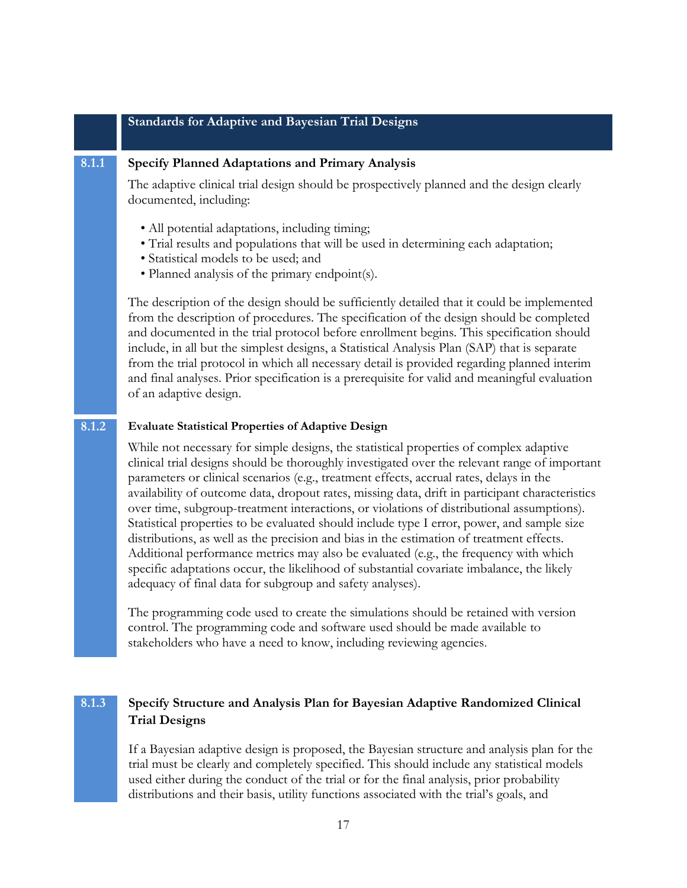## Standards for Adaptive and Bayesian Trial Designs

### 8.1.1 Specify Planned Adaptations and Primary Analysis

The adaptive clinical trial design should be prospectively planned and the design clearly documented, including:

- All potential adaptations, including timing;
- Trial results and populations that will be used in determining each adaptation;
- Statistical models to be used; and
- Planned analysis of the primary endpoint(s).

The description of the design should be sufficiently detailed that it could be implemented from the description of procedures. The specification of the design should be completed and documented in the trial protocol before enrollment begins. This specification should include, in all but the simplest designs, a Statistical Analysis Plan (SAP) that is separate from the trial protocol in which all necessary detail is provided regarding planned interim and final analyses. Prior specification is a prerequisite for valid and meaningful evaluation of an adaptive design.

### 8.1.2 Evaluate Statistical Properties of Adaptive Design

While not necessary for simple designs, the statistical properties of complex adaptive clinical trial designs should be thoroughly investigated over the relevant range of important parameters or clinical scenarios (e.g., treatment effects, accrual rates, delays in the availability of outcome data, dropout rates, missing data, drift in participant characteristics over time, subgroup-treatment interactions, or violations of distributional assumptions). Statistical properties to be evaluated should include type I error, power, and sample size distributions, as well as the precision and bias in the estimation of treatment effects. Additional performance metrics may also be evaluated (e.g., the frequency with which specific adaptations occur, the likelihood of substantial covariate imbalance, the likely adequacy of final data for subgroup and safety analyses).

The programming code used to create the simulations should be retained with version control. The programming code and software used should be made available to stakeholders who have a need to know, including reviewing agencies.

### 8.1.3 Specify Structure and Analysis Plan for Bayesian Adaptive Randomized Clinical Trial Designs

If a Bayesian adaptive design is proposed, the Bayesian structure and analysis plan for the trial must be clearly and completely specified. This should include any statistical models used either during the conduct of the trial or for the final analysis, prior probability distributions and their basis, utility functions associated with the trial's goals, and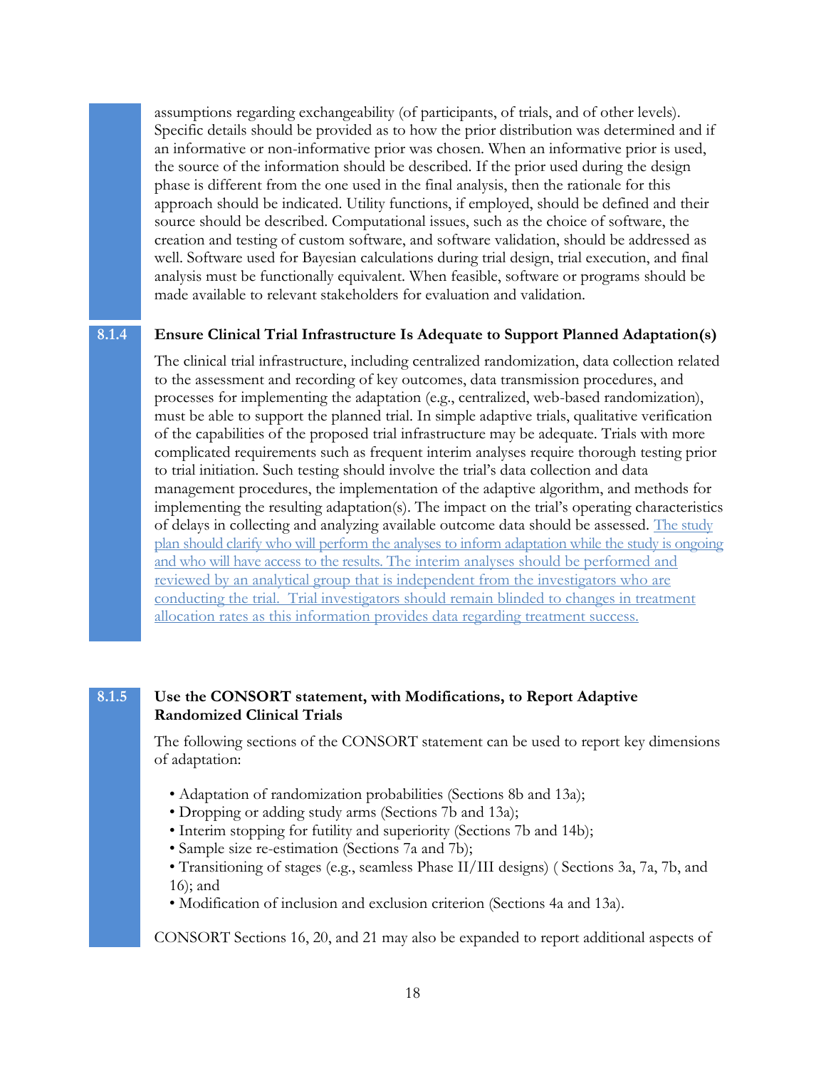assumptions regarding exchangeability (of participants, of trials, and of other levels). Specific details should be provided as to how the prior distribution was determined and if an informative or non-informative prior was chosen. When an informative prior is used, the source of the information should be described. If the prior used during the design phase is different from the one used in the final analysis, then the rationale for this approach should be indicated. Utility functions, if employed, should be defined and their source should be described. Computational issues, such as the choice of software, the creation and testing of custom software, and software validation, should be addressed as well. Software used for Bayesian calculations during trial design, trial execution, and final analysis must be functionally equivalent. When feasible, software or programs should be made available to relevant stakeholders for evaluation and validation.

### 8.1.4 Ensure Clinical Trial Infrastructure Is Adequate to Support Planned Adaptation(s)

The clinical trial infrastructure, including centralized randomization, data collection related to the assessment and recording of key outcomes, data transmission procedures, and processes for implementing the adaptation (e.g., centralized, web-based randomization), must be able to support the planned trial. In simple adaptive trials, qualitative verification of the capabilities of the proposed trial infrastructure may be adequate. Trials with more complicated requirements such as frequent interim analyses require thorough testing prior to trial initiation. Such testing should involve the trial's data collection and data management procedures, the implementation of the adaptive algorithm, and methods for implementing the resulting adaptation(s). The impact on the trial's operating characteristics of delays in collecting and analyzing available outcome data should be assessed. The study plan should clarify who will perform the analyses to inform adaptation while the study is ongoing and who will have access to the results. The interim analyses should be performed and reviewed by an analytical group that is independent from the investigators who are conducting the trial. Trial investigators should remain blinded to changes in treatment allocation rates as this information provides data regarding treatment success.

### 8.1.5 Use the CONSORT statement, with Modifications, to Report Adaptive Randomized Clinical Trials

The following sections of the CONSORT statement can be used to report key dimensions of adaptation:

- Adaptation of randomization probabilities (Sections 8b and 13a);
- Dropping or adding study arms (Sections 7b and 13a);
- Interim stopping for futility and superiority (Sections 7b and 14b);
- Sample size re-estimation (Sections 7a and 7b);
- Transitioning of stages (e.g., seamless Phase II/III designs) ( Sections 3a, 7a, 7b, and 16); and
- Modification of inclusion and exclusion criterion (Sections 4a and 13a).

CONSORT Sections 16, 20, and 21 may also be expanded to report additional aspects of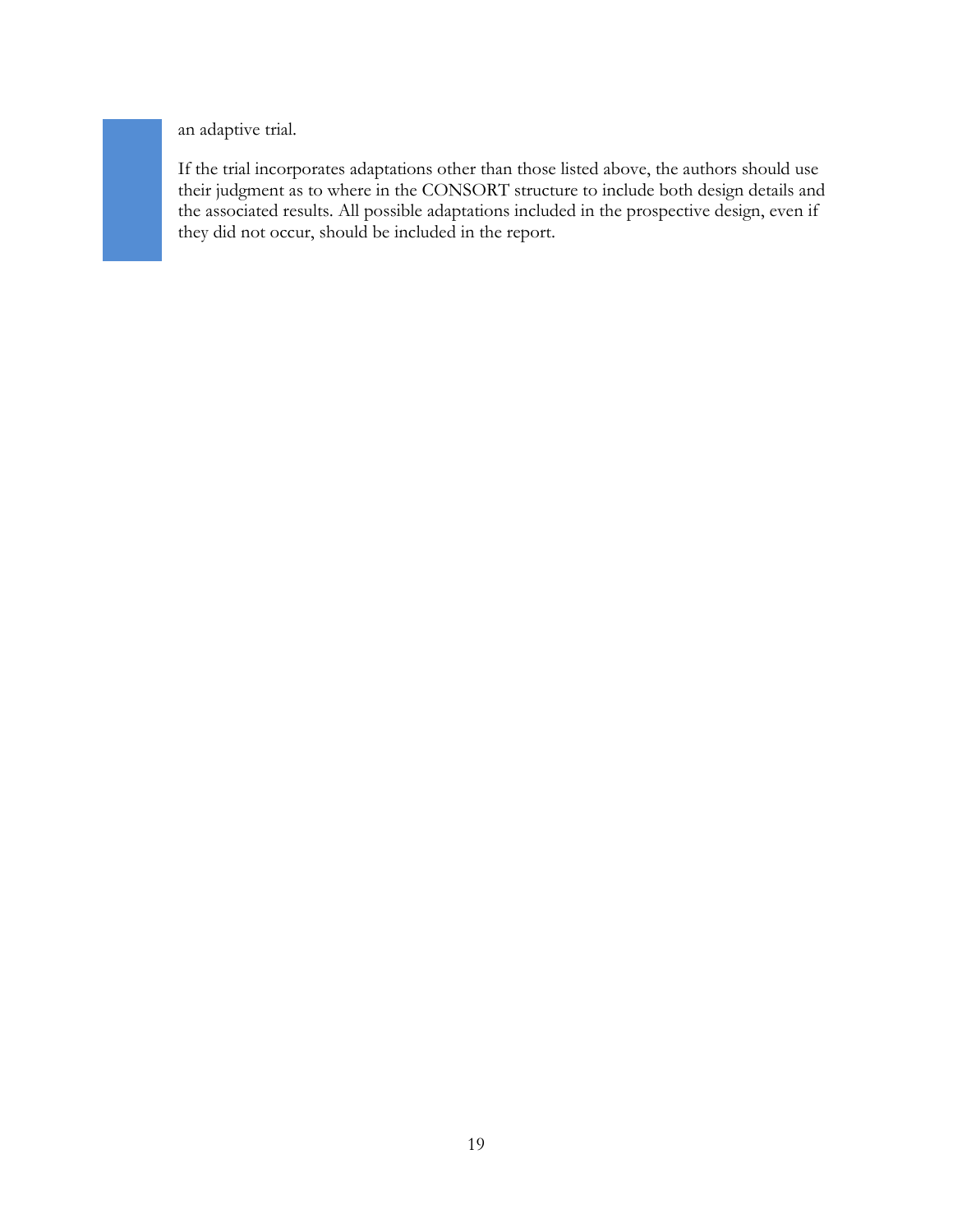an adaptive trial.

If the trial incorporates adaptations other than those listed above, the authors should use their judgment as to where in the CONSORT structure to include both design details and the associated results. All possible adaptations included in the prospective design, even if they did not occur, should be included in the report.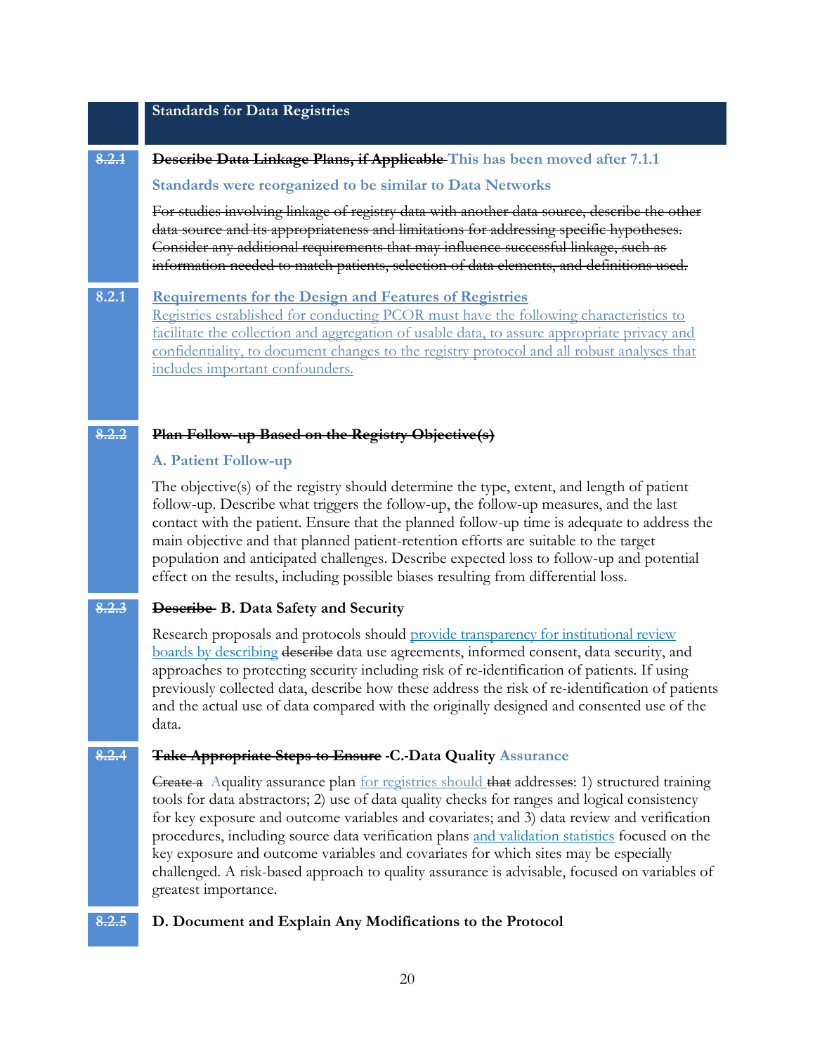## Standards for Data Registries

**~~8.2.1~~ ~~Describe Data Linkage Plans, if Applicable~~ This has been moved after 7.1.1**

**Standards were reorganized to be similar to Data Networks**

~~For studies involving linkage of registry data with another data source, describe the other data source and its appropriateness and limitations for addressing specific hypotheses. Consider any additional requirements that may influence successful linkage, such as information needed to match patients, selection of data elements, and definitions used.~~

**8.2.1 Requirements for the Design and Features of Registries**

Registries established for conducting PCOR must have the following characteristics to facilitate the collection and aggregation of usable data, to assure appropriate privacy and confidentiality, to document changes to the registry protocol and all robust analyses that includes important confounders.

**~~8.2.2~~ ~~Plan Follow-up Based on the Registry Objective(s)~~**

**A. Patient Follow-up**

The objective(s) of the registry should determine the type, extent, and length of patient follow-up. Describe what triggers the follow-up, the follow-up measures, and the last contact with the patient. Ensure that the planned follow-up time is adequate to address the main objective and that planned patient-retention efforts are suitable to the target population and anticipated challenges. Describe expected loss to follow-up and potential effect on the results, including possible biases resulting from differential loss.

**~~8.2.3~~ ~~Describe~~ B. Data Safety and Security**

Research proposals and protocols should provide transparency for institutional review boards by describing ~~describe~~ data use agreements, informed consent, data security, and approaches to protecting security including risk of re-identification of patients. If using previously collected data, describe how these address the risk of re-identification of patients and the actual use of data compared with the originally designed and consented use of the data.

**~~8.2.4~~ ~~Take Appropriate Steps to Ensure~~ -C.-Data Quality Assurance**

~~Create a~~ Aquality assurance plan for registries should ~~that~~ addresses~~:~~: 1) structured training tools for data abstractors; 2) use of data quality checks for ranges and logical consistency for key exposure and outcome variables and covariates; and 3) data review and verification procedures, including source data verification plans and validation statistics focused on the key exposure and outcome variables and covariates for which sites may be especially challenged. A risk-based approach to quality assurance is advisable, focused on variables of greatest importance.

**~~8.2.5~~ D. Document and Explain Any Modifications to the Protocol**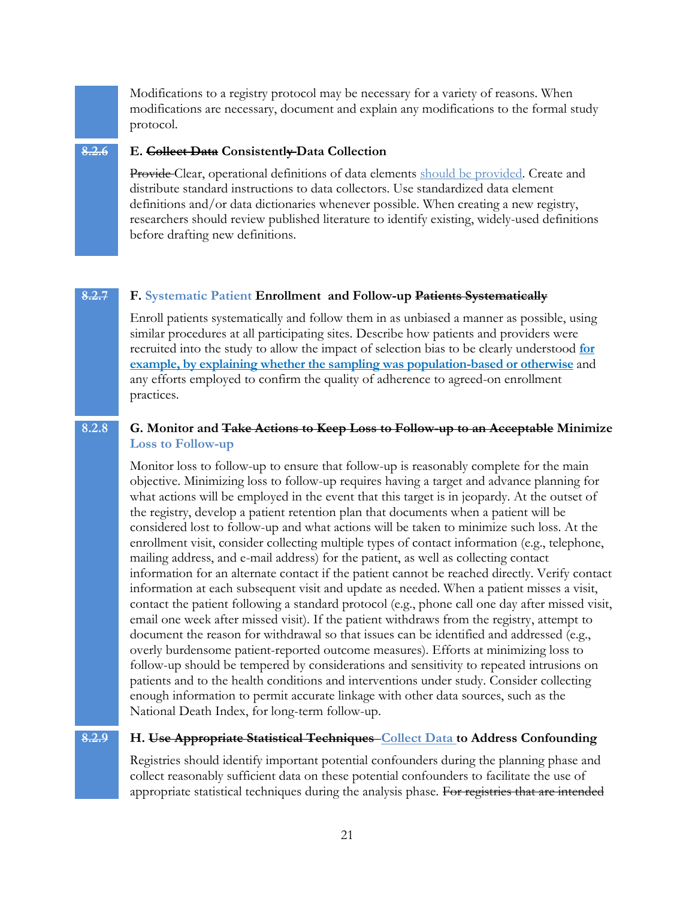Modifications to a registry protocol may be necessary for a variety of reasons. When modifications are necessary, document and explain any modifications to the formal study protocol.

8.2.6 **E. ~~Collect Data~~ Consistently ~~-~~Data Collection**

~~Provide~~ Clear, operational definitions of data elements should be provided. Create and distribute standard instructions to data collectors. Use standardized data element definitions and/or data dictionaries whenever possible. When creating a new registry, researchers should review published literature to identify existing, widely-used definitions before drafting new definitions.

8.2.7 **F. Systematic Patient Enrollment and Follow-up ~~Patients Systematically~~**

Enroll patients systematically and follow them in as unbiased a manner as possible, using similar procedures at all participating sites. Describe how patients and providers were recruited into the study to allow the impact of selection bias to be clearly understood **for example, by explaining whether the sampling was population-based or otherwise** and any efforts employed to confirm the quality of adherence to agreed-on enrollment practices.

8.2.8 **G. Monitor and ~~Take Actions to Keep Loss to Follow-up to an Acceptable~~ Minimize Loss to Follow-up**

Monitor loss to follow-up to ensure that follow-up is reasonably complete for the main objective. Minimizing loss to follow-up requires having a target and advance planning for what actions will be employed in the event that this target is in jeopardy. At the outset of the registry, develop a patient retention plan that documents when a patient will be considered lost to follow-up and what actions will be taken to minimize such loss. At the enrollment visit, consider collecting multiple types of contact information (e.g., telephone, mailing address, and e-mail address) for the patient, as well as collecting contact information for an alternate contact if the patient cannot be reached directly. Verify contact information at each subsequent visit and update as needed. When a patient misses a visit, contact the patient following a standard protocol (e.g., phone call one day after missed visit, email one week after missed visit). If the patient withdraws from the registry, attempt to document the reason for withdrawal so that issues can be identified and addressed (e.g., overly burdensome patient-reported outcome measures). Efforts at minimizing loss to follow-up should be tempered by considerations and sensitivity to repeated intrusions on patients and to the health conditions and interventions under study. Consider collecting enough information to permit accurate linkage with other data sources, such as the National Death Index, for long-term follow-up.

8.2.9 **H. ~~Use Appropriate Statistical Techniques~~ Collect Data to Address Confounding**

Registries should identify important potential confounders during the planning phase and collect reasonably sufficient data on these potential confounders to facilitate the use of appropriate statistical techniques during the analysis phase. ~~For registries that are intended~~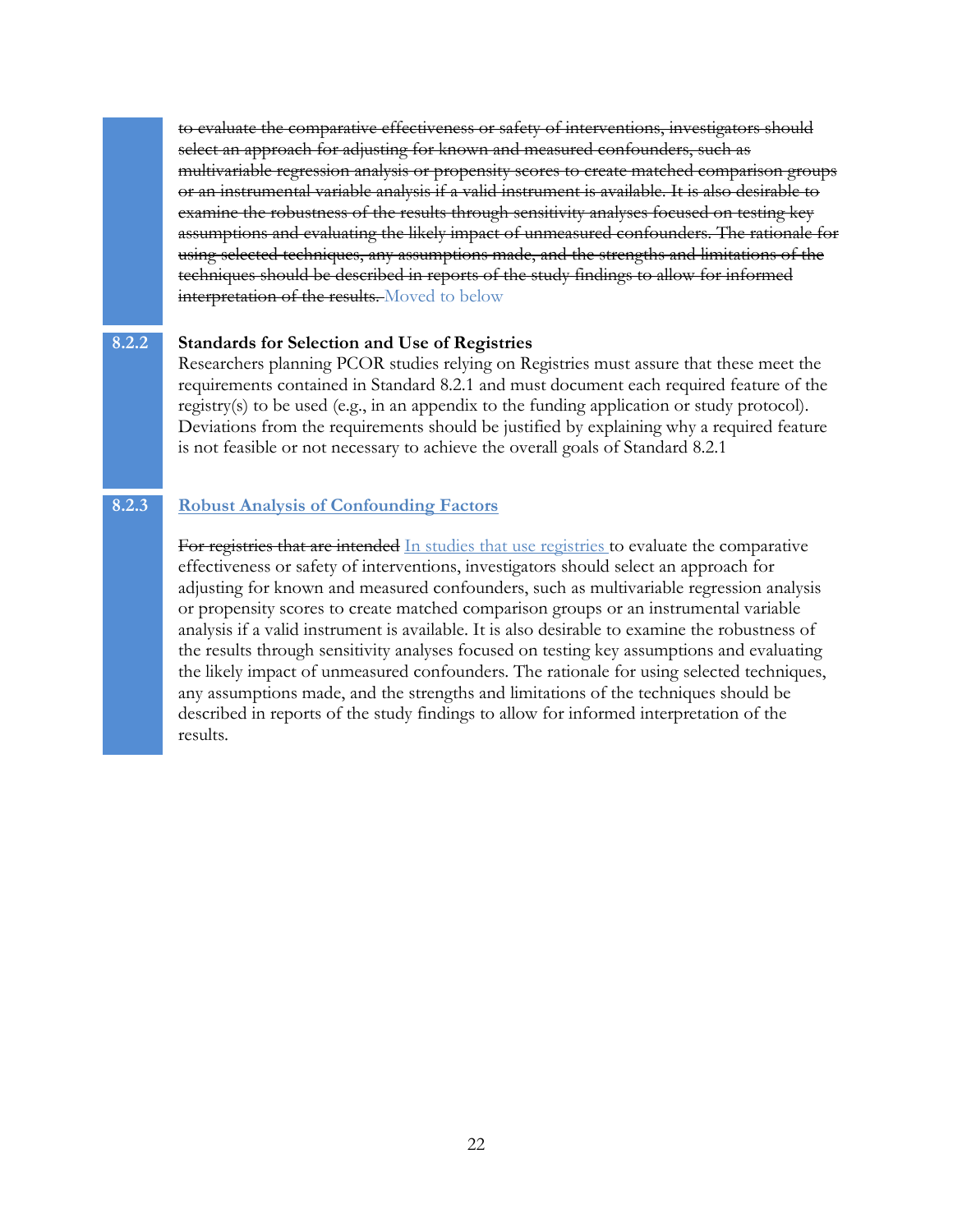~~to evaluate the comparative effectiveness or safety of interventions, investigators should select an approach for adjusting for known and measured confounders, such as multivariable regression analysis or propensity scores to create matched comparison groups or an instrumental variable analysis if a valid instrument is available. It is also desirable to examine the robustness of the results through sensitivity analyses focused on testing key assumptions and evaluating the likely impact of unmeasured confounders. The rationale for using selected techniques, any assumptions made, and the strengths and limitations of the techniques should be described in reports of the study findings to allow for informed interpretation of the results.~~ Moved to below

**8.2.2 Standards for Selection and Use of Registries**

Researchers planning PCOR studies relying on Registries must assure that these meet the requirements contained in Standard 8.2.1 and must document each required feature of the registry(s) to be used (e.g., in an appendix to the funding application or study protocol). Deviations from the requirements should be justified by explaining why a required feature is not feasible or not necessary to achieve the overall goals of Standard 8.2.1

**8.2.3 Robust Analysis of Confounding Factors**

~~For registries that are intended~~ In studies that use registries to evaluate the comparative effectiveness or safety of interventions, investigators should select an approach for adjusting for known and measured confounders, such as multivariable regression analysis or propensity scores to create matched comparison groups or an instrumental variable analysis if a valid instrument is available. It is also desirable to examine the robustness of the results through sensitivity analyses focused on testing key assumptions and evaluating the likely impact of unmeasured confounders. The rationale for using selected techniques, any assumptions made, and the strengths and limitations of the techniques should be described in reports of the study findings to allow for informed interpretation of the results.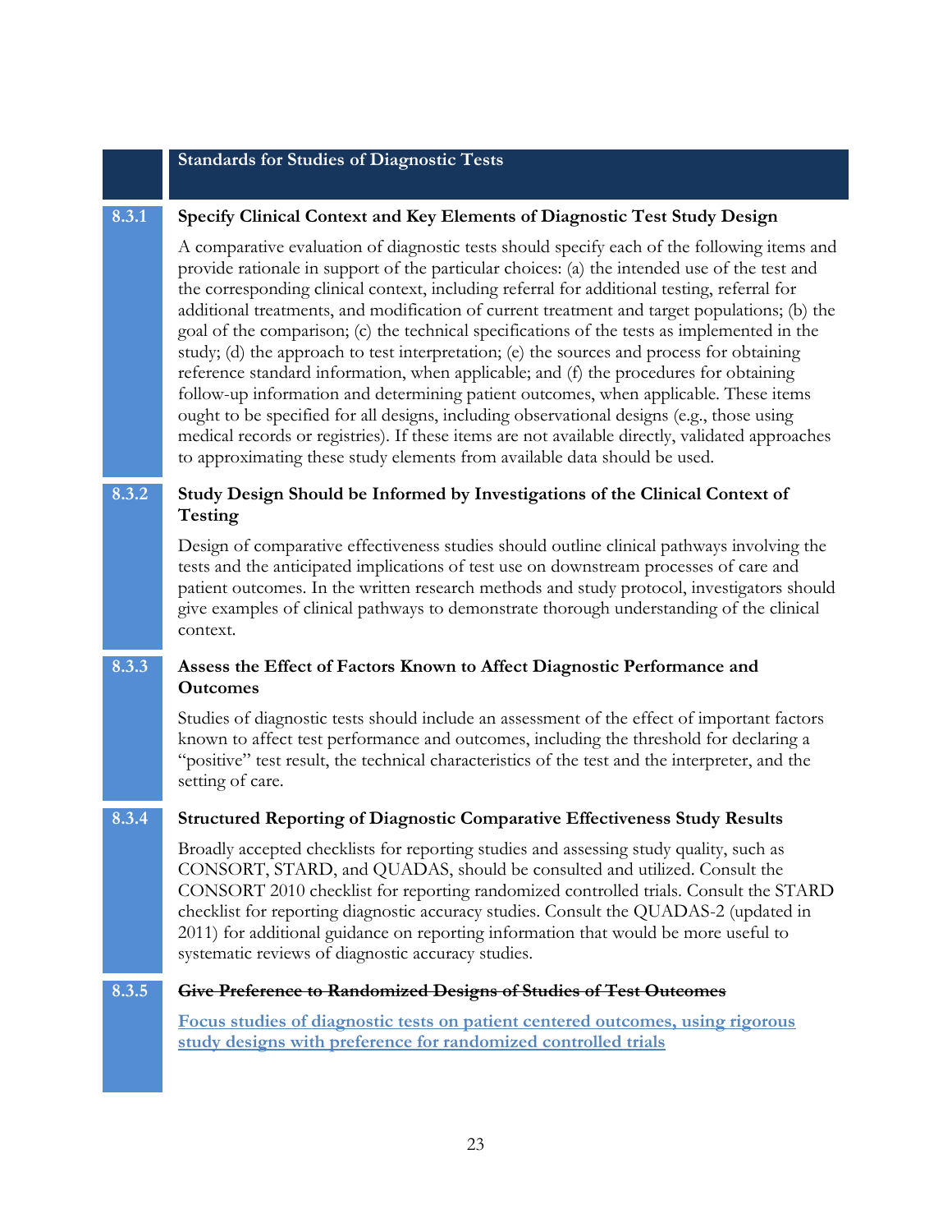## Standards for Studies of Diagnostic Tests

### 8.3.1 Specify Clinical Context and Key Elements of Diagnostic Test Study Design

A comparative evaluation of diagnostic tests should specify each of the following items and provide rationale in support of the particular choices: (a) the intended use of the test and the corresponding clinical context, including referral for additional testing, referral for additional treatments, and modification of current treatment and target populations; (b) the goal of the comparison; (c) the technical specifications of the tests as implemented in the study; (d) the approach to test interpretation; (e) the sources and process for obtaining reference standard information, when applicable; and (f) the procedures for obtaining follow-up information and determining patient outcomes, when applicable. These items ought to be specified for all designs, including observational designs (e.g., those using medical records or registries). If these items are not available directly, validated approaches to approximating these study elements from available data should be used.

### 8.3.2 Study Design Should be Informed by Investigations of the Clinical Context of Testing

Design of comparative effectiveness studies should outline clinical pathways involving the tests and the anticipated implications of test use on downstream processes of care and patient outcomes. In the written research methods and study protocol, investigators should give examples of clinical pathways to demonstrate thorough understanding of the clinical context.

### 8.3.3 Assess the Effect of Factors Known to Affect Diagnostic Performance and Outcomes

Studies of diagnostic tests should include an assessment of the effect of important factors known to affect test performance and outcomes, including the threshold for declaring a "positive" test result, the technical characteristics of the test and the interpreter, and the setting of care.

### 8.3.4 Structured Reporting of Diagnostic Comparative Effectiveness Study Results

Broadly accepted checklists for reporting studies and assessing study quality, such as CONSORT, STARD, and QUADAS, should be consulted and utilized. Consult the CONSORT 2010 checklist for reporting randomized controlled trials. Consult the STARD checklist for reporting diagnostic accuracy studies. Consult the QUADAS-2 (updated in 2011) for additional guidance on reporting information that would be more useful to systematic reviews of diagnostic accuracy studies.

### 8.3.5 ~~Give Preference to Randomized Designs of Studies of Test Outcomes~~

<u>Focus studies of diagnostic tests on patient centered outcomes, using rigorous study designs with preference for randomized controlled trials</u>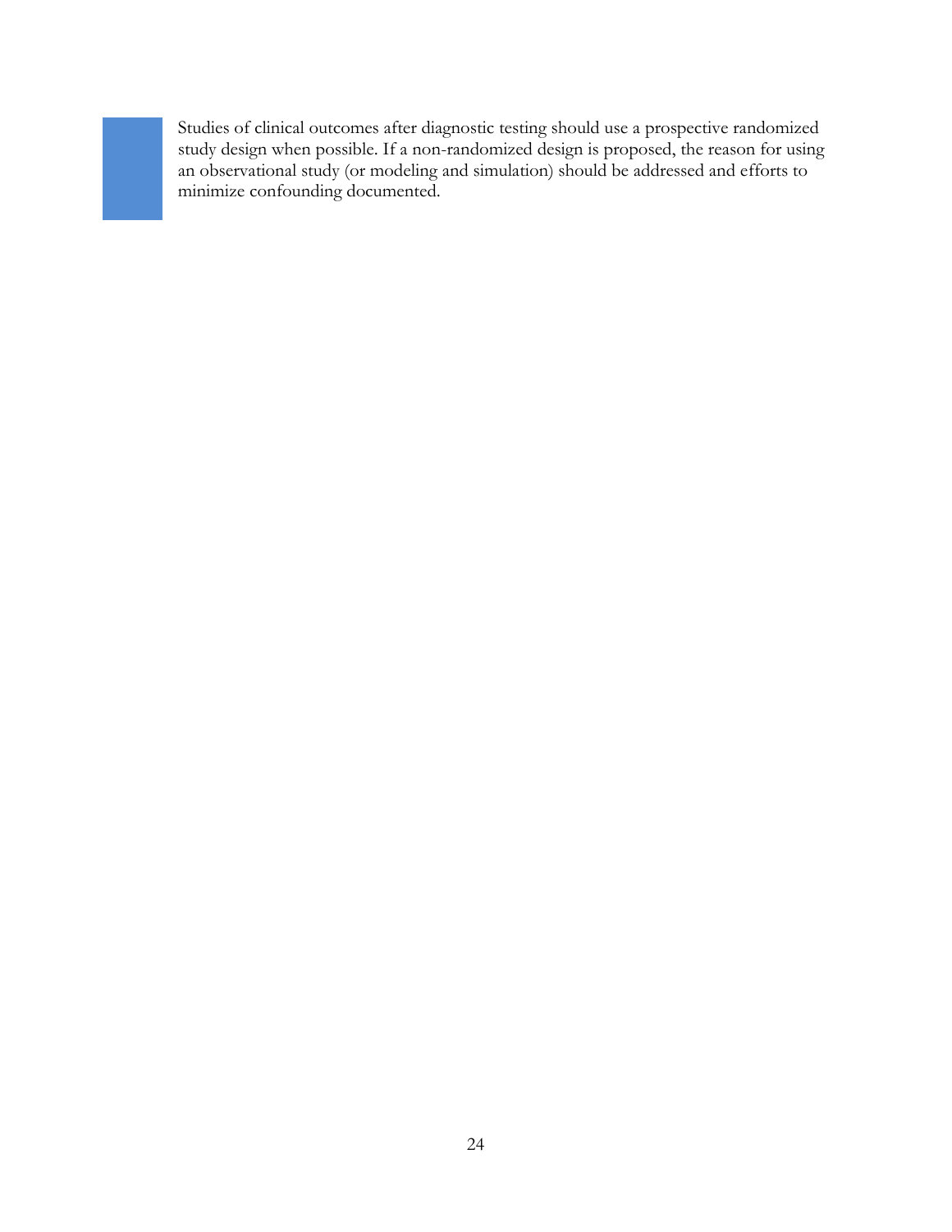Studies of clinical outcomes after diagnostic testing should use a prospective randomized study design when possible. If a non-randomized design is proposed, the reason for using an observational study (or modeling and simulation) should be addressed and efforts to minimize confounding documented.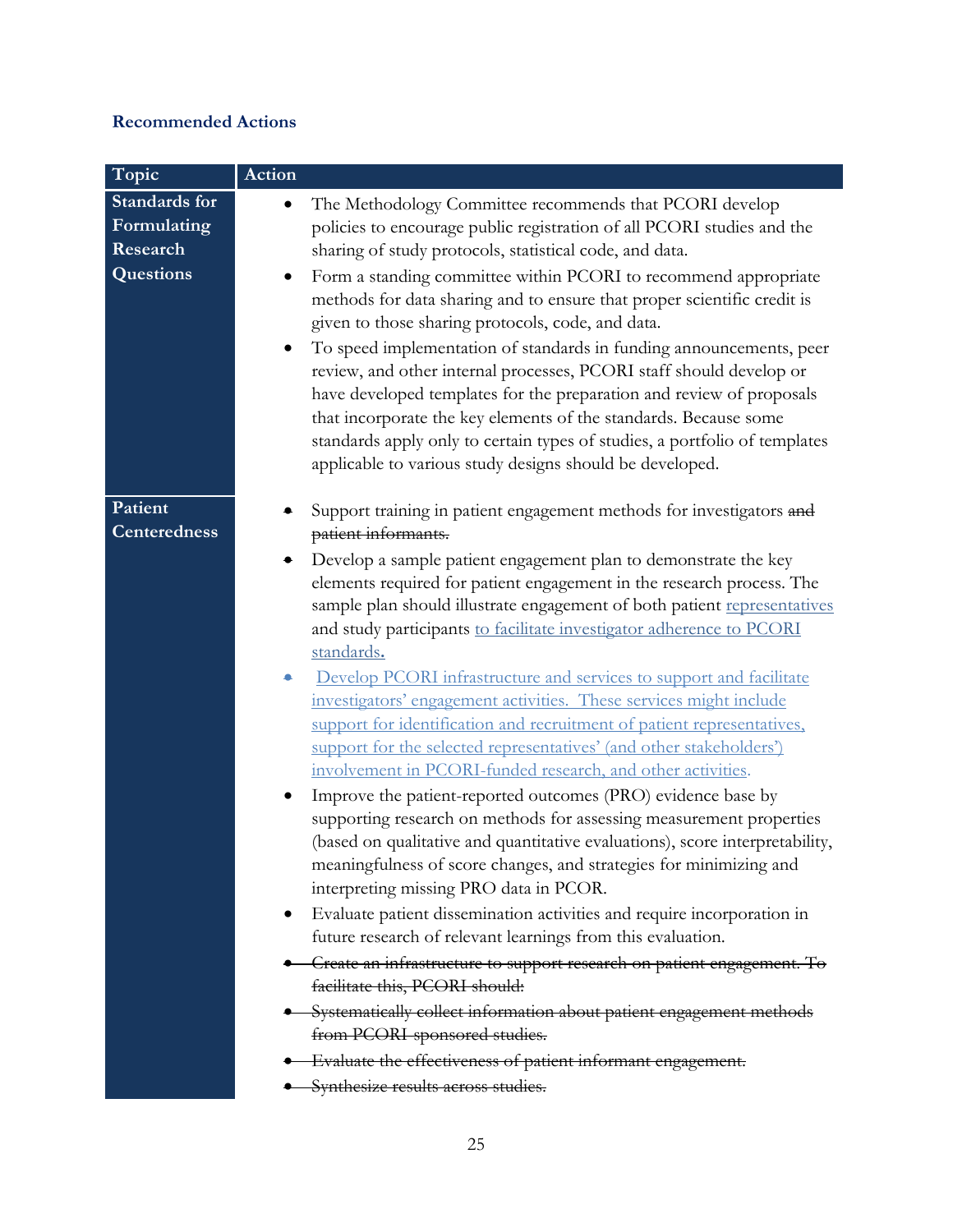### Recommended Actions

| Topic | Action |
|---|---|
| **Standards for Formulating Research Questions** | • The Methodology Committee recommends that PCORI develop policies to encourage public registration of all PCORI studies and the sharing of study protocols, statistical code, and data.<br>• Form a standing committee within PCORI to recommend appropriate methods for data sharing and to ensure that proper scientific credit is given to those sharing protocols, code, and data.<br>• To speed implementation of standards in funding announcements, peer review, and other internal processes, PCORI staff should develop or have developed templates for the preparation and review of proposals that incorporate the key elements of the standards. Because some standards apply only to certain types of studies, a portfolio of templates applicable to various study designs should be developed. |
| **Patient Centeredness** | • Support training in patient engagement methods for investigators ~~and patient informants.~~<br>• Develop a sample patient engagement plan to demonstrate the key elements required for patient engagement in the research process. The sample plan should illustrate engagement of both patient representatives and study participants to facilitate investigator adherence to PCORI standards.<br>• Develop PCORI infrastructure and services to support and facilitate investigators' engagement activities. These services might include support for identification and recruitment of patient representatives, support for the selected representatives' (and other stakeholders') involvement in PCORI-funded research, and other activities.<br>• Improve the patient-reported outcomes (PRO) evidence base by supporting research on methods for assessing measurement properties (based on qualitative and quantitative evaluations), score interpretability, meaningfulness of score changes, and strategies for minimizing and interpreting missing PRO data in PCOR.<br>• Evaluate patient dissemination activities and require incorporation in future research of relevant learnings from this evaluation.<br>• ~~Create an infrastructure to support research on patient engagement. To facilitate this, PCORI should:~~<br>• ~~Systematically collect information about patient engagement methods from PCORI sponsored studies.~~<br>• ~~Evaluate the effectiveness of patient informant engagement.~~<br>• ~~Synthesize results across studies.~~ |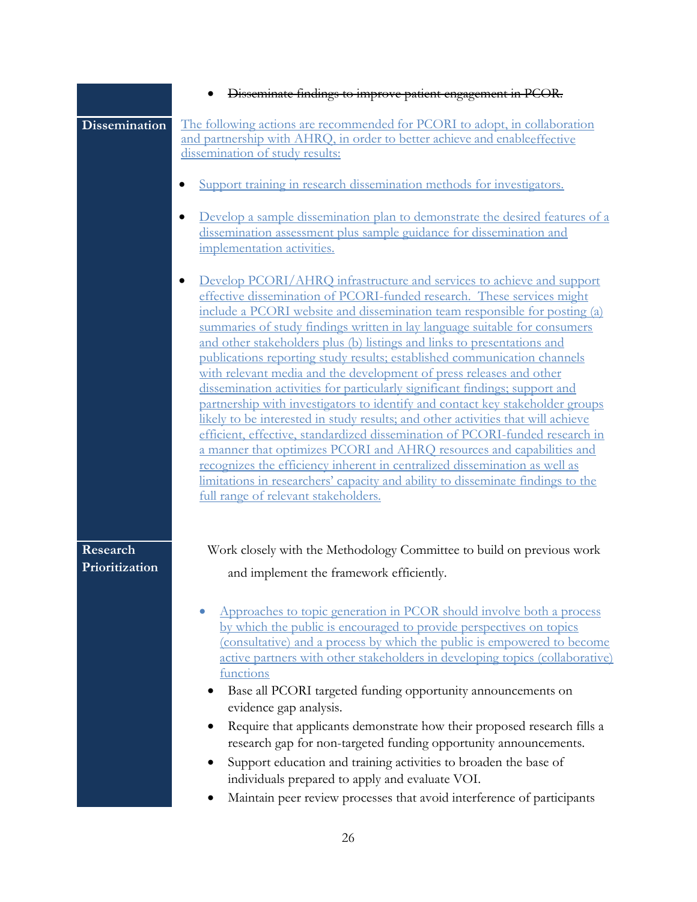| | |
|---|---|
| | • ~~Disseminate findings to improve patient engagement in PCOR.~~ |
| **Dissemination** | The following actions are recommended for PCORI to adopt, in collaboration and partnership with AHRQ, in order to better achieve and enableeffective dissemination of study results:<br><br>• Support training in research dissemination methods for investigators.<br><br>• Develop a sample dissemination plan to demonstrate the desired features of a dissemination assessment plus sample guidance for dissemination and implementation activities.<br><br>• Develop PCORI/AHRQ infrastructure and services to achieve and support effective dissemination of PCORI-funded research. These services might include a PCORI website and dissemination team responsible for posting (a) summaries of study findings written in lay language suitable for consumers and other stakeholders plus (b) listings and links to presentations and publications reporting study results; established communication channels with relevant media and the development of press releases and other dissemination activities for particularly significant findings; support and partnership with investigators to identify and contact key stakeholder groups likely to be interested in study results; and other activities that will achieve efficient, effective, standardized dissemination of PCORI-funded research in a manner that optimizes PCORI and AHRQ resources and capabilities and recognizes the efficiency inherent in centralized dissemination as well as limitations in researchers' capacity and ability to disseminate findings to the full range of relevant stakeholders. |
| **Research Prioritization** | Work closely with the Methodology Committee to build on previous work and implement the framework efficiently.<br><br>• Approaches to topic generation in PCOR should involve both a process by which the public is encouraged to provide perspectives on topics (consultative) and a process by which the public is empowered to become active partners with other stakeholders in developing topics (collaborative) functions<br>• Base all PCORI targeted funding opportunity announcements on evidence gap analysis.<br>• Require that applicants demonstrate how their proposed research fills a research gap for non-targeted funding opportunity announcements.<br>• Support education and training activities to broaden the base of individuals prepared to apply and evaluate VOI.<br>• Maintain peer review processes that avoid interference of participants |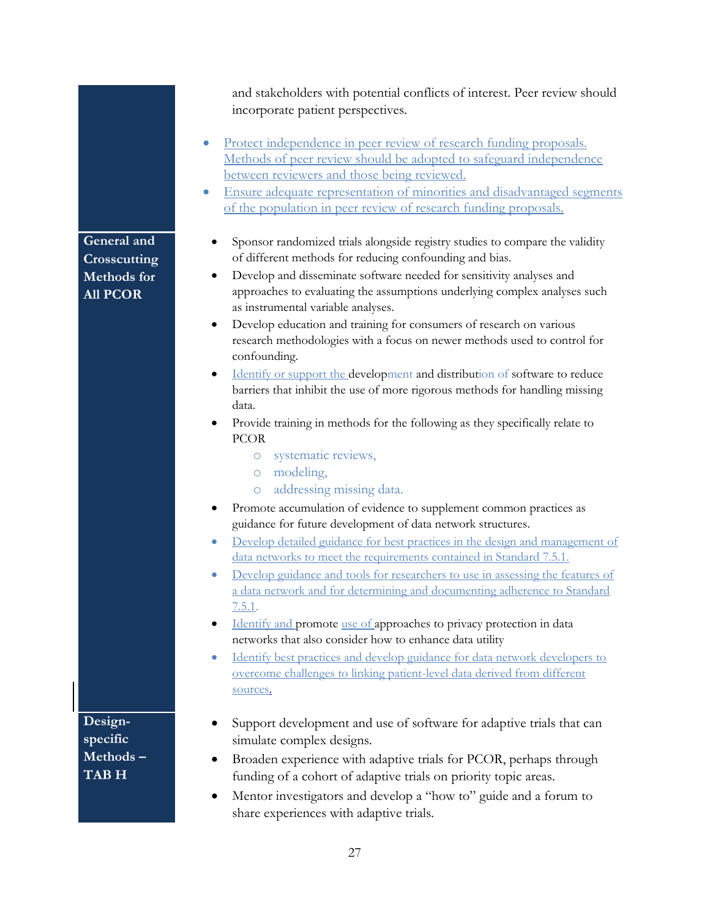and stakeholders with potential conflicts of interest. Peer review should incorporate patient perspectives.

- Protect independence in peer review of research funding proposals. Methods of peer review should be adopted to safeguard independence between reviewers and those being reviewed.
- Ensure adequate representation of minorities and disadvantaged segments of the population in peer review of research funding proposals.

**General and Crosscutting Methods for All PCOR**

- Sponsor randomized trials alongside registry studies to compare the validity of different methods for reducing confounding and bias.
- Develop and disseminate software needed for sensitivity analyses and approaches to evaluating the assumptions underlying complex analyses such as instrumental variable analyses.
- Develop education and training for consumers of research on various research methodologies with a focus on newer methods used to control for confounding.
- Identify or support the development and distribution of software to reduce barriers that inhibit the use of more rigorous methods for handling missing data.
- Provide training in methods for the following as they specifically relate to PCOR
    - systematic reviews,
    - modeling,
    - addressing missing data.
- Promote accumulation of evidence to supplement common practices as guidance for future development of data network structures.
- Develop detailed guidance for best practices in the design and management of data networks to meet the requirements contained in Standard 7.5.1.
- Develop guidance and tools for researchers to use in assessing the features of a data network and for determining and documenting adherence to Standard 7.5.1.
- Identify and promote use of approaches to privacy protection in data networks that also consider how to enhance data utility
- Identify best practices and develop guidance for data network developers to overcome challenges to linking patient-level data derived from different sources.

**Design-specific Methods – TAB H**

- Support development and use of software for adaptive trials that can simulate complex designs.
- Broaden experience with adaptive trials for PCOR, perhaps through funding of a cohort of adaptive trials on priority topic areas.
- Mentor investigators and develop a "how to" guide and a forum to share experiences with adaptive trials.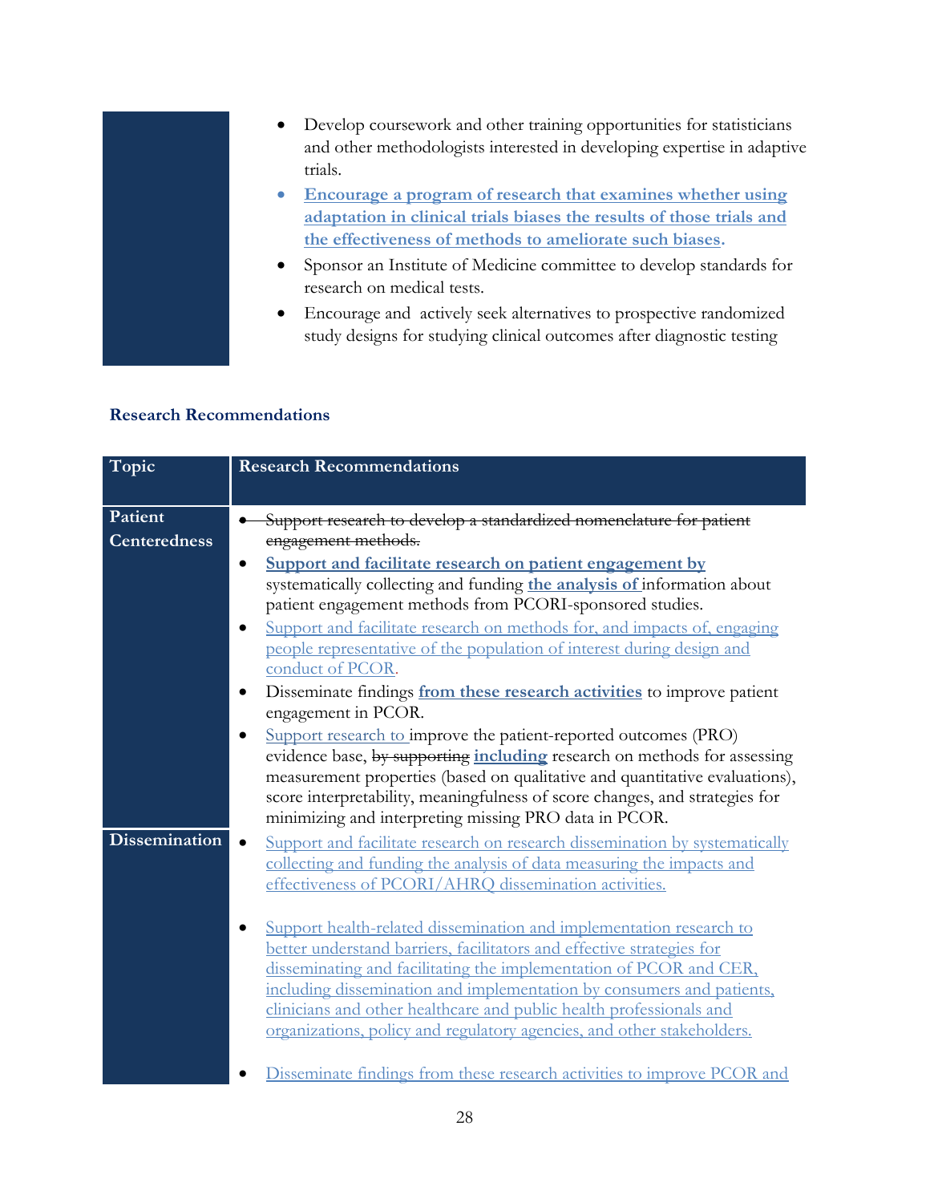| | |
|---|---|
| | • Develop coursework and other training opportunities for statisticians and other methodologists interested in developing expertise in adaptive trials.<br>• **Encourage a program of research that examines whether using adaptation in clinical trials biases the results of those trials and the effectiveness of methods to ameliorate such biases.**<br>• Sponsor an Institute of Medicine committee to develop standards for research on medical tests.<br>• Encourage and actively seek alternatives to prospective randomized study designs for studying clinical outcomes after diagnostic testing |

### Research Recommendations

| Topic | Research Recommendations |
|---|---|
| Patient Centeredness | • ~~Support research to develop a standardized nomenclature for patient engagement methods.~~<br>• **Support and facilitate research on patient engagement by** systematically collecting and funding **the analysis of** information about patient engagement methods from PCORI-sponsored studies.<br>• Support and facilitate research on methods for, and impacts of, engaging people representative of the population of interest during design and conduct of PCOR.<br>• Disseminate findings **from these research activities** to improve patient engagement in PCOR.<br>• Support research to improve the patient-reported outcomes (PRO) evidence base, ~~by supporting~~ **including** research on methods for assessing measurement properties (based on qualitative and quantitative evaluations), score interpretability, meaningfulness of score changes, and strategies for minimizing and interpreting missing PRO data in PCOR. |
| Dissemination | • Support and facilitate research on research dissemination by systematically collecting and funding the analysis of data measuring the impacts and effectiveness of PCORI/AHRQ dissemination activities.<br>• Support health-related dissemination and implementation research to better understand barriers, facilitators and effective strategies for disseminating and facilitating the implementation of PCOR and CER, including dissemination and implementation by consumers and patients, clinicians and other healthcare and public health professionals and organizations, policy and regulatory agencies, and other stakeholders.<br>• Disseminate findings from these research activities to improve PCOR and |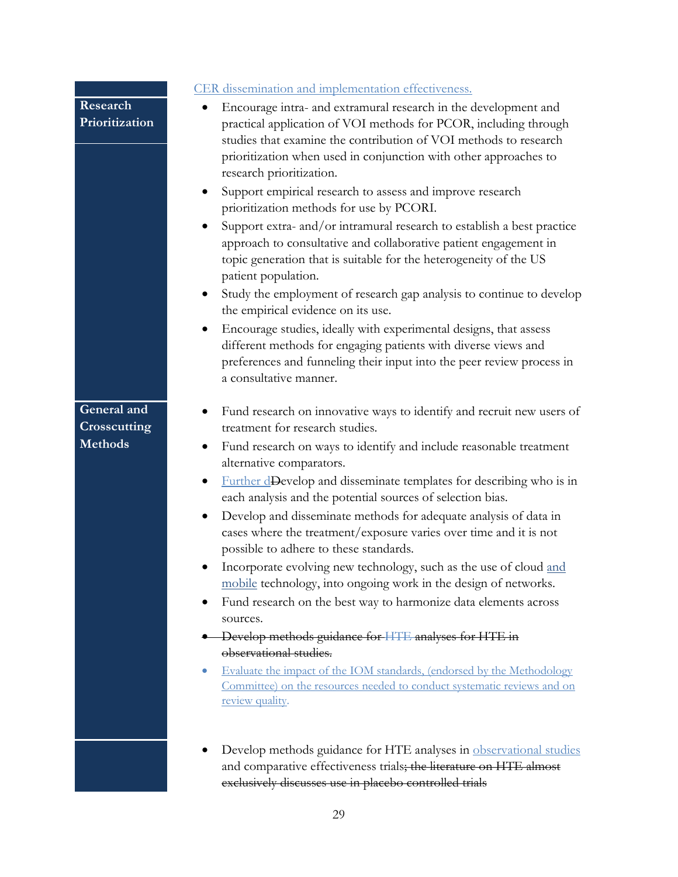| | |
|---|---|
| | CER dissemination and implementation effectiveness. |
| **Research Prioritization** | • Encourage intra- and extramural research in the development and practical application of VOI methods for PCOR, including through studies that examine the contribution of VOI methods to research prioritization when used in conjunction with other approaches to research prioritization.<br>• Support empirical research to assess and improve research prioritization methods for use by PCORI.<br>• Support extra- and/or intramural research to establish a best practice approach to consultative and collaborative patient engagement in topic generation that is suitable for the heterogeneity of the US patient population.<br>• Study the employment of research gap analysis to continue to develop the empirical evidence on its use.<br>• Encourage studies, ideally with experimental designs, that assess different methods for engaging patients with diverse views and preferences and funneling their input into the peer review process in a consultative manner. |
| **General and Crosscutting Methods** | • Fund research on innovative ways to identify and recruit new users of treatment for research studies.<br>• Fund research on ways to identify and include reasonable treatment alternative comparators.<br>• Further d~~D~~evelop and disseminate templates for describing who is in each analysis and the potential sources of selection bias.<br>• Develop and disseminate methods for adequate analysis of data in cases where the treatment/exposure varies over time and it is not possible to adhere to these standards.<br>• Incorporate evolving new technology, such as the use of cloud and mobile technology, into ongoing work in the design of networks.<br>• Fund research on the best way to harmonize data elements across sources.<br>• ~~Develop methods guidance for HTE analyses for HTE in observational studies.~~<br>• Evaluate the impact of the IOM standards, (endorsed by the Methodology Committee) on the resources needed to conduct systematic reviews and on review quality. |
| | • Develop methods guidance for HTE analyses in observational studies and comparative effectiveness trials~~; the literature on HTE almost exclusively discusses use in placebo controlled trials~~ |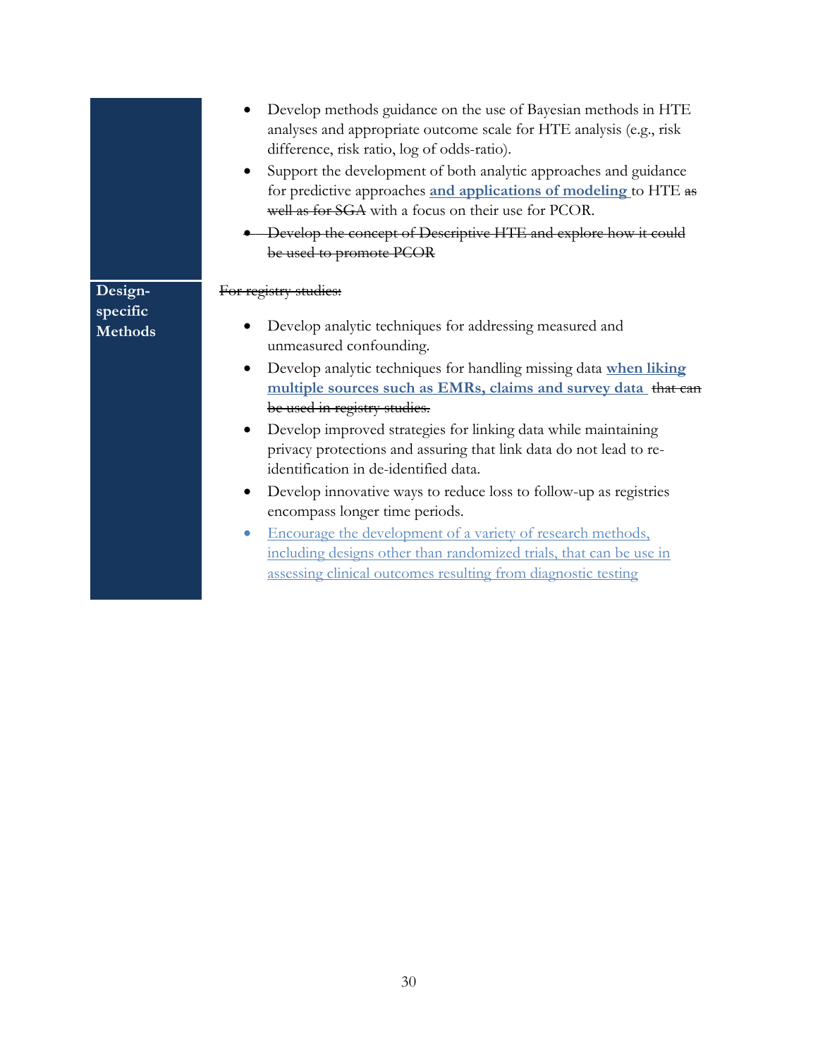| | |
|---|---|
| | • Develop methods guidance on the use of Bayesian methods in HTE analyses and appropriate outcome scale for HTE analysis (e.g., risk difference, risk ratio, log of odds-ratio).<br>• Support the development of both analytic approaches and guidance for predictive approaches **and applications of modeling** to HTE ~~as well as for SGA~~ with a focus on their use for PCOR.<br>• ~~Develop the concept of Descriptive HTE and explore how it could be used to promote PCOR~~ |
| **Design-specific Methods** | ~~For registry studies:~~<br>• Develop analytic techniques for addressing measured and unmeasured confounding.<br>• Develop analytic techniques for handling missing data **when liking multiple sources such as EMRs, claims and survey data** ~~that can be used in registry studies.~~<br>• Develop improved strategies for linking data while maintaining privacy protections and assuring that link data do not lead to re-identification in de-identified data.<br>• Develop innovative ways to reduce loss to follow-up as registries encompass longer time periods.<br>• Encourage the development of a variety of research methods, including designs other than randomized trials, that can be use in assessing clinical outcomes resulting from diagnostic testing |